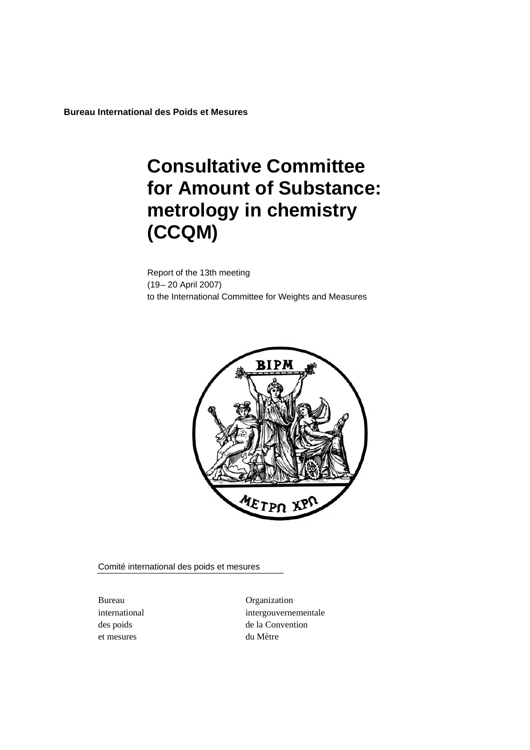**Bureau International des Poids et Mesures**

# Consultative Committee for Amount of Substance: metrology in chemistry (CCQM)

Report of the 13th meeting
(19– 20 April 2007)
to the International Committee for Weights and Measures

Comité international des poids et mesures

Bureau
international
des poids
et mesures

Organization
intergouvernementale
de la Convention
du Mètre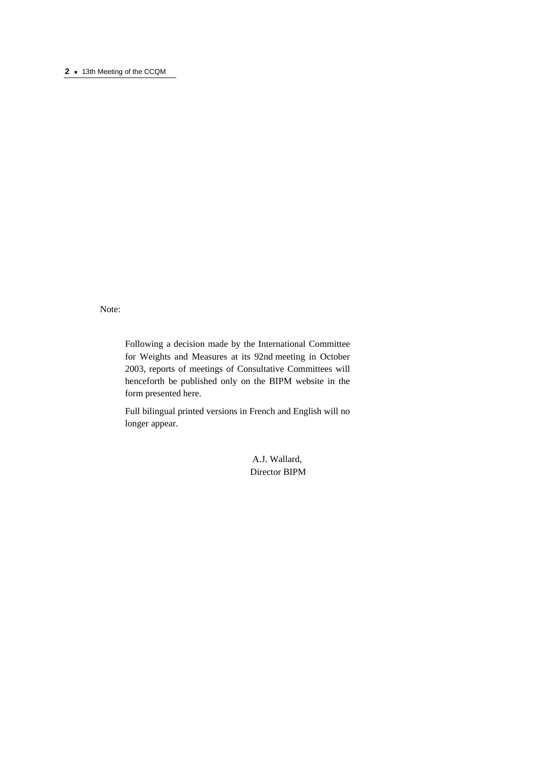Note:

Following a decision made by the International Committee for Weights and Measures at its 92nd meeting in October 2003, reports of meetings of Consultative Committees will henceforth be published only on the BIPM website in the form presented here.

Full bilingual printed versions in French and English will no longer appear.

A.J. Wallard,
Director BIPM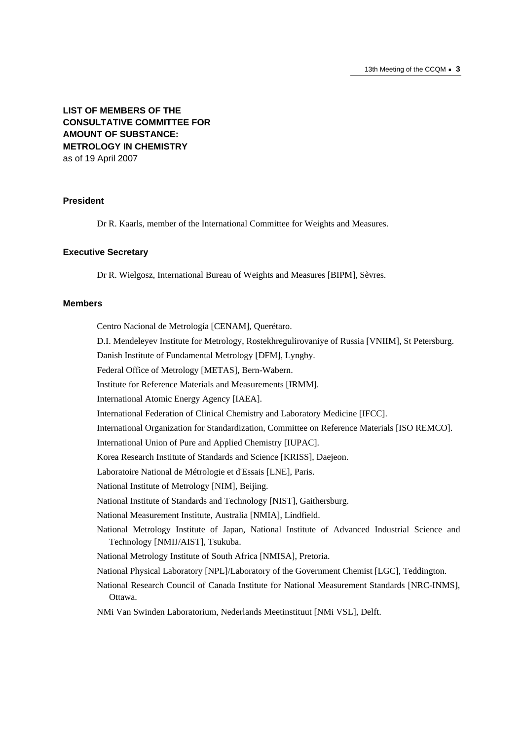## LIST OF MEMBERS OF THE CONSULTATIVE COMMITTEE FOR AMOUNT OF SUBSTANCE: METROLOGY IN CHEMISTRY

as of 19 April 2007

### President

Dr R. Kaarls, member of the International Committee for Weights and Measures.

### Executive Secretary

Dr R. Wielgosz, International Bureau of Weights and Measures [BIPM], Sèvres.

### Members

Centro Nacional de Metrología [CENAM], Querétaro.

D.I. Mendeleyev Institute for Metrology, Rostekhregulirovaniye of Russia [VNIIM], St Petersburg.

Danish Institute of Fundamental Metrology [DFM], Lyngby.

Federal Office of Metrology [METAS], Bern-Wabern.

Institute for Reference Materials and Measurements [IRMM].

International Atomic Energy Agency [IAEA].

International Federation of Clinical Chemistry and Laboratory Medicine [IFCC].

International Organization for Standardization, Committee on Reference Materials [ISO REMCO].

International Union of Pure and Applied Chemistry [IUPAC].

Korea Research Institute of Standards and Science [KRISS], Daejeon.

Laboratoire National de Métrologie et d'Essais [LNE], Paris.

National Institute of Metrology [NIM], Beijing.

National Institute of Standards and Technology [NIST], Gaithersburg.

National Measurement Institute, Australia [NMIA], Lindfield.

National Metrology Institute of Japan, National Institute of Advanced Industrial Science and Technology [NMIJ/AIST], Tsukuba.

National Metrology Institute of South Africa [NMISA], Pretoria.

National Physical Laboratory [NPL]/Laboratory of the Government Chemist [LGC], Teddington.

National Research Council of Canada Institute for National Measurement Standards [NRC-INMS], Ottawa.

NMi Van Swinden Laboratorium, Nederlands Meetinstituut [NMi VSL], Delft.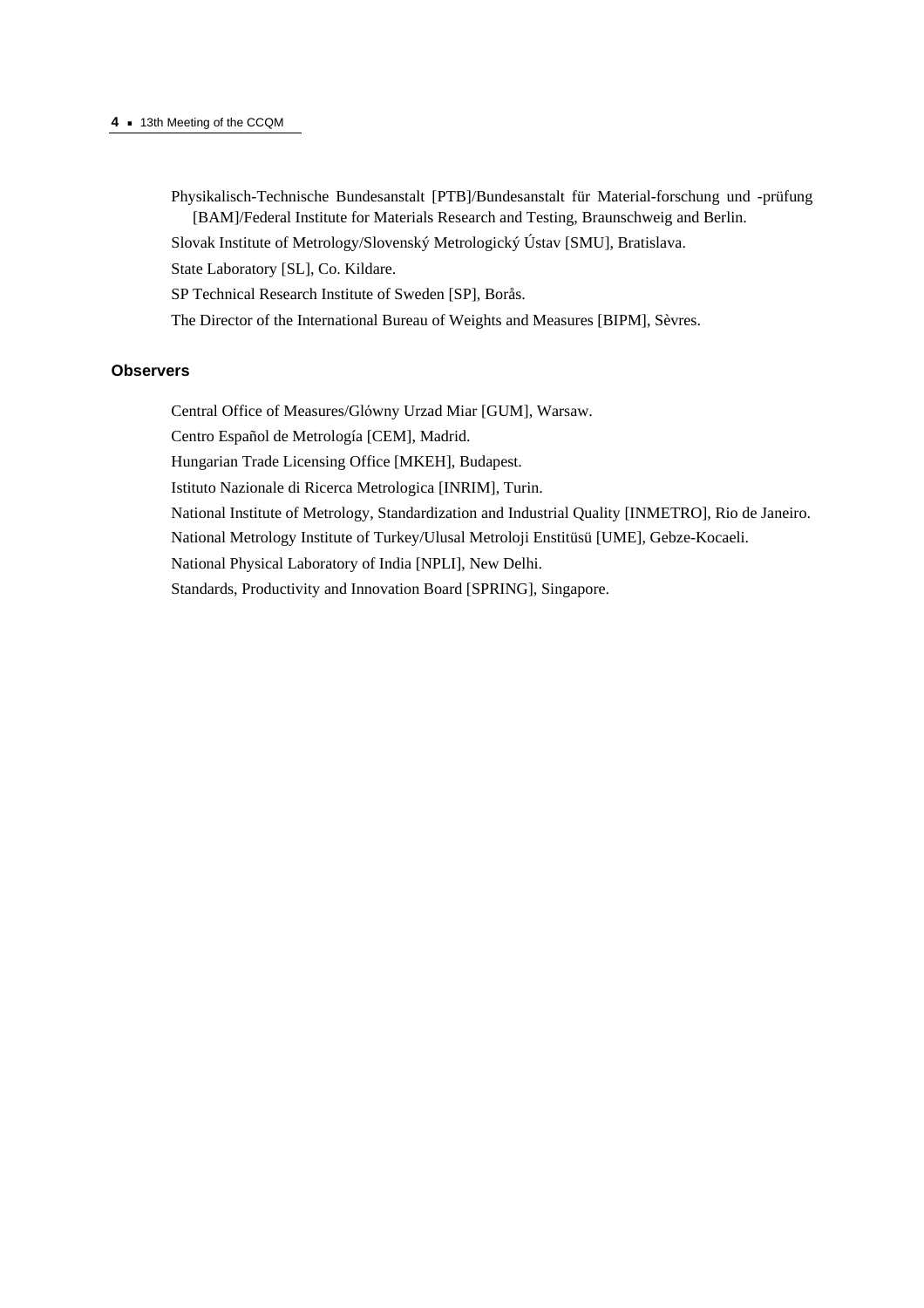Physikalisch-Technische Bundesanstalt [PTB]/Bundesanstalt für Material-forschung und -prüfung [BAM]/Federal Institute for Materials Research and Testing, Braunschweig and Berlin.

Slovak Institute of Metrology/Slovenský Metrologický Ústav [SMU], Bratislava.

State Laboratory [SL], Co. Kildare.

SP Technical Research Institute of Sweden [SP], Borås.

The Director of the International Bureau of Weights and Measures [BIPM], Sèvres.

### Observers

Central Office of Measures/Glówny Urzad Miar [GUM], Warsaw.

Centro Español de Metrología [CEM], Madrid.

Hungarian Trade Licensing Office [MKEH], Budapest.

Istituto Nazionale di Ricerca Metrologica [INRIM], Turin.

National Institute of Metrology, Standardization and Industrial Quality [INMETRO], Rio de Janeiro.

National Metrology Institute of Turkey/Ulusal Metroloji Enstitüsü [UME], Gebze-Kocaeli.

National Physical Laboratory of India [NPLI], New Delhi.

Standards, Productivity and Innovation Board [SPRING], Singapore.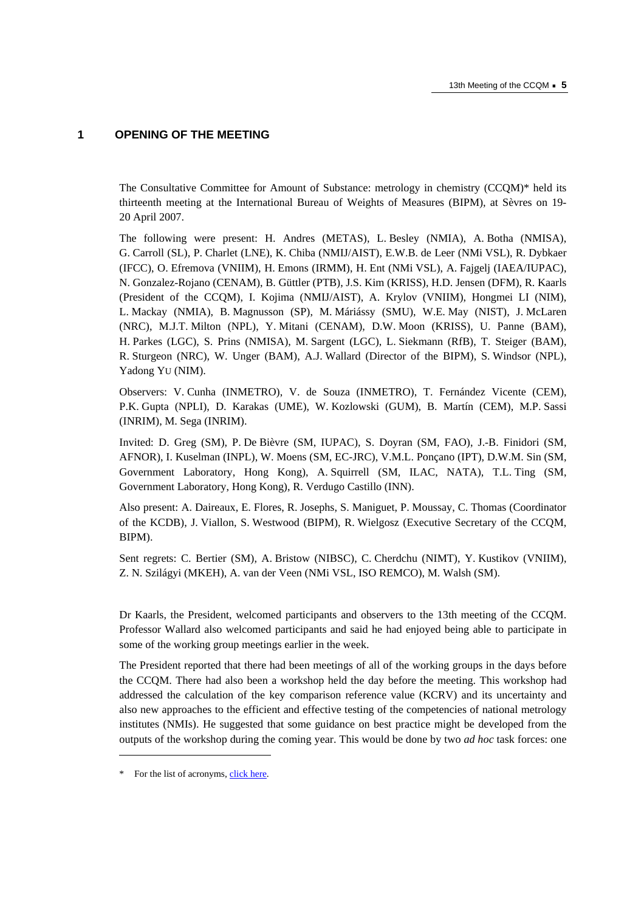# 1 OPENING OF THE MEETING

The Consultative Committee for Amount of Substance: metrology in chemistry (CCQM)* held its thirteenth meeting at the International Bureau of Weights of Measures (BIPM), at Sèvres on 19-20 April 2007.

The following were present: H. Andres (METAS), L. Besley (NMIA), A. Botha (NMISA), G. Carroll (SL), P. Charlet (LNE), K. Chiba (NMIJ/AIST), E.W.B. de Leer (NMi VSL), R. Dybkaer (IFCC), O. Efremova (VNIIM), H. Emons (IRMM), H. Ent (NMi VSL), A. Fajgelj (IAEA/IUPAC), N. Gonzalez-Rojano (CENAM), B. Güttler (PTB), J.S. Kim (KRISS), H.D. Jensen (DFM), R. Kaarls (President of the CCQM), I. Kojima (NMIJ/AIST), A. Krylov (VNIIM), Hongmei LI (NIM), L. Mackay (NMIA), B. Magnusson (SP), M. Máriássy (SMU), W.E. May (NIST), J. McLaren (NRC), M.J.T. Milton (NPL), Y. Mitani (CENAM), D.W. Moon (KRISS), U. Panne (BAM), H. Parkes (LGC), S. Prins (NMISA), M. Sargent (LGC), L. Siekmann (RfB), T. Steiger (BAM), R. Sturgeon (NRC), W. Unger (BAM), A.J. Wallard (Director of the BIPM), S. Windsor (NPL), Yadong YU (NIM).

Observers: V. Cunha (INMETRO), V. de Souza (INMETRO), T. Fernández Vicente (CEM), P.K. Gupta (NPLI), D. Karakas (UME), W. Kozlowski (GUM), B. Martín (CEM), M.P. Sassi (INRIM), M. Sega (INRIM).

Invited: D. Greg (SM), P. De Bièvre (SM, IUPAC), S. Doyran (SM, FAO), J.-B. Finidori (SM, AFNOR), I. Kuselman (INPL), W. Moens (SM, EC-JRC), V.M.L. Ponçano (IPT), D.W.M. Sin (SM, Government Laboratory, Hong Kong), A. Squirrell (SM, ILAC, NATA), T.L. Ting (SM, Government Laboratory, Hong Kong), R. Verdugo Castillo (INN).

Also present: A. Daireaux, E. Flores, R. Josephs, S. Maniguet, P. Moussay, C. Thomas (Coordinator of the KCDB), J. Viallon, S. Westwood (BIPM), R. Wielgosz (Executive Secretary of the CCQM, BIPM).

Sent regrets: C. Bertier (SM), A. Bristow (NIBSC), C. Cherdchu (NIMT), Y. Kustikov (VNIIM), Z. N. Szilágyi (MKEH), A. van der Veen (NMi VSL, ISO REMCO), M. Walsh (SM).

Dr Kaarls, the President, welcomed participants and observers to the 13th meeting of the CCQM. Professor Wallard also welcomed participants and said he had enjoyed being able to participate in some of the working group meetings earlier in the week.

The President reported that there had been meetings of all of the working groups in the days before the CCQM. There had also been a workshop held the day before the meeting. This workshop had addressed the calculation of the key comparison reference value (KCRV) and its uncertainty and also new approaches to the efficient and effective testing of the competencies of national metrology institutes (NMIs). He suggested that some guidance on best practice might be developed from the outputs of the workshop during the coming year. This would be done by two *ad hoc* task forces: one

\* For the list of acronyms, click here.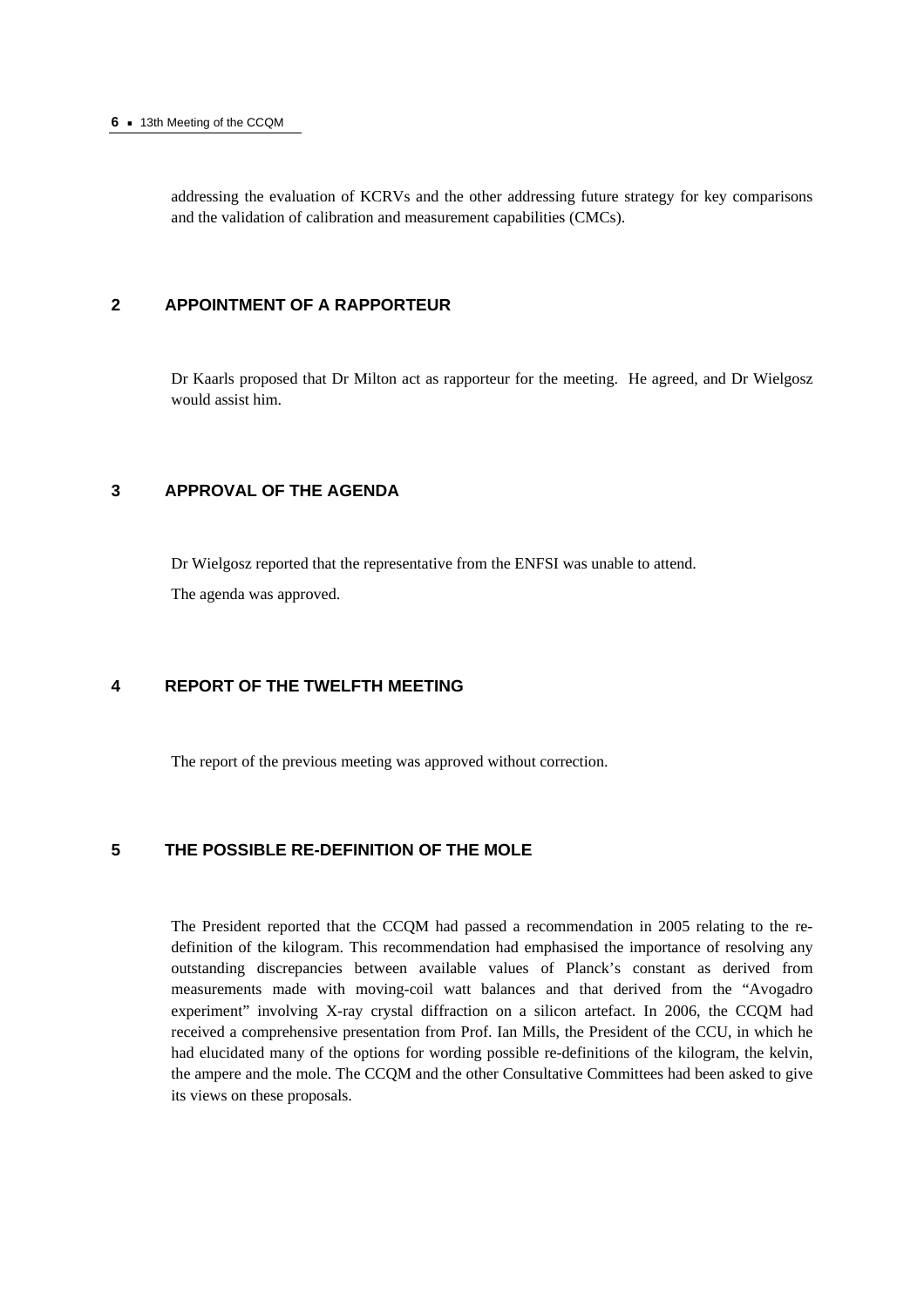addressing the evaluation of KCRVs and the other addressing future strategy for key comparisons and the validation of calibration and measurement capabilities (CMCs).

## 2 APPOINTMENT OF A RAPPORTEUR

Dr Kaarls proposed that Dr Milton act as rapporteur for the meeting. He agreed, and Dr Wielgosz would assist him.

## 3 APPROVAL OF THE AGENDA

Dr Wielgosz reported that the representative from the ENFSI was unable to attend.

The agenda was approved.

## 4 REPORT OF THE TWELFTH MEETING

The report of the previous meeting was approved without correction.

## 5 THE POSSIBLE RE-DEFINITION OF THE MOLE

The President reported that the CCQM had passed a recommendation in 2005 relating to the re-definition of the kilogram. This recommendation had emphasised the importance of resolving any outstanding discrepancies between available values of Planck's constant as derived from measurements made with moving-coil watt balances and that derived from the "Avogadro experiment" involving X-ray crystal diffraction on a silicon artefact. In 2006, the CCQM had received a comprehensive presentation from Prof. Ian Mills, the President of the CCU, in which he had elucidated many of the options for wording possible re-definitions of the kilogram, the kelvin, the ampere and the mole. The CCQM and the other Consultative Committees had been asked to give its views on these proposals.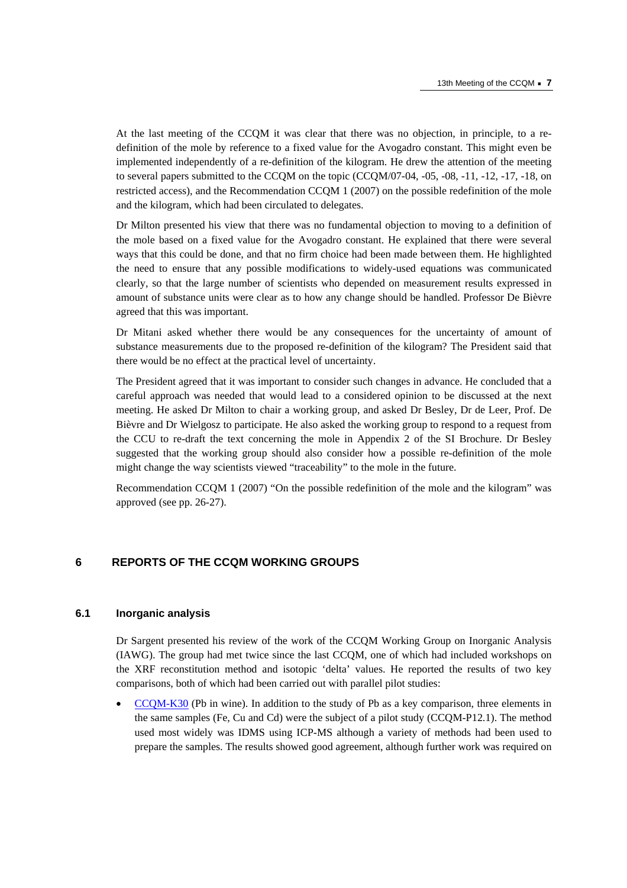At the last meeting of the CCQM it was clear that there was no objection, in principle, to a re-definition of the mole by reference to a fixed value for the Avogadro constant. This might even be implemented independently of a re-definition of the kilogram. He drew the attention of the meeting to several papers submitted to the CCQM on the topic (CCQM/07-04, -05, -08, -11, -12, -17, -18, on restricted access), and the Recommendation CCQM 1 (2007) on the possible redefinition of the mole and the kilogram, which had been circulated to delegates.

Dr Milton presented his view that there was no fundamental objection to moving to a definition of the mole based on a fixed value for the Avogadro constant. He explained that there were several ways that this could be done, and that no firm choice had been made between them. He highlighted the need to ensure that any possible modifications to widely-used equations was communicated clearly, so that the large number of scientists who depended on measurement results expressed in amount of substance units were clear as to how any change should be handled. Professor De Bièvre agreed that this was important.

Dr Mitani asked whether there would be any consequences for the uncertainty of amount of substance measurements due to the proposed re-definition of the kilogram? The President said that there would be no effect at the practical level of uncertainty.

The President agreed that it was important to consider such changes in advance. He concluded that a careful approach was needed that would lead to a considered opinion to be discussed at the next meeting. He asked Dr Milton to chair a working group, and asked Dr Besley, Dr de Leer, Prof. De Bièvre and Dr Wielgosz to participate. He also asked the working group to respond to a request from the CCU to re-draft the text concerning the mole in Appendix 2 of the SI Brochure. Dr Besley suggested that the working group should also consider how a possible re-definition of the mole might change the way scientists viewed "traceability" to the mole in the future.

Recommendation CCQM 1 (2007) "On the possible redefinition of the mole and the kilogram" was approved (see pp. 26-27).

## 6 REPORTS OF THE CCQM WORKING GROUPS

### 6.1 Inorganic analysis

Dr Sargent presented his review of the work of the CCQM Working Group on Inorganic Analysis (IAWG). The group had met twice since the last CCQM, one of which had included workshops on the XRF reconstitution method and isotopic 'delta' values. He reported the results of two key comparisons, both of which had been carried out with parallel pilot studies:

- CCQM-K30 (Pb in wine). In addition to the study of Pb as a key comparison, three elements in the same samples (Fe, Cu and Cd) were the subject of a pilot study (CCQM-P12.1). The method used most widely was IDMS using ICP-MS although a variety of methods had been used to prepare the samples. The results showed good agreement, although further work was required on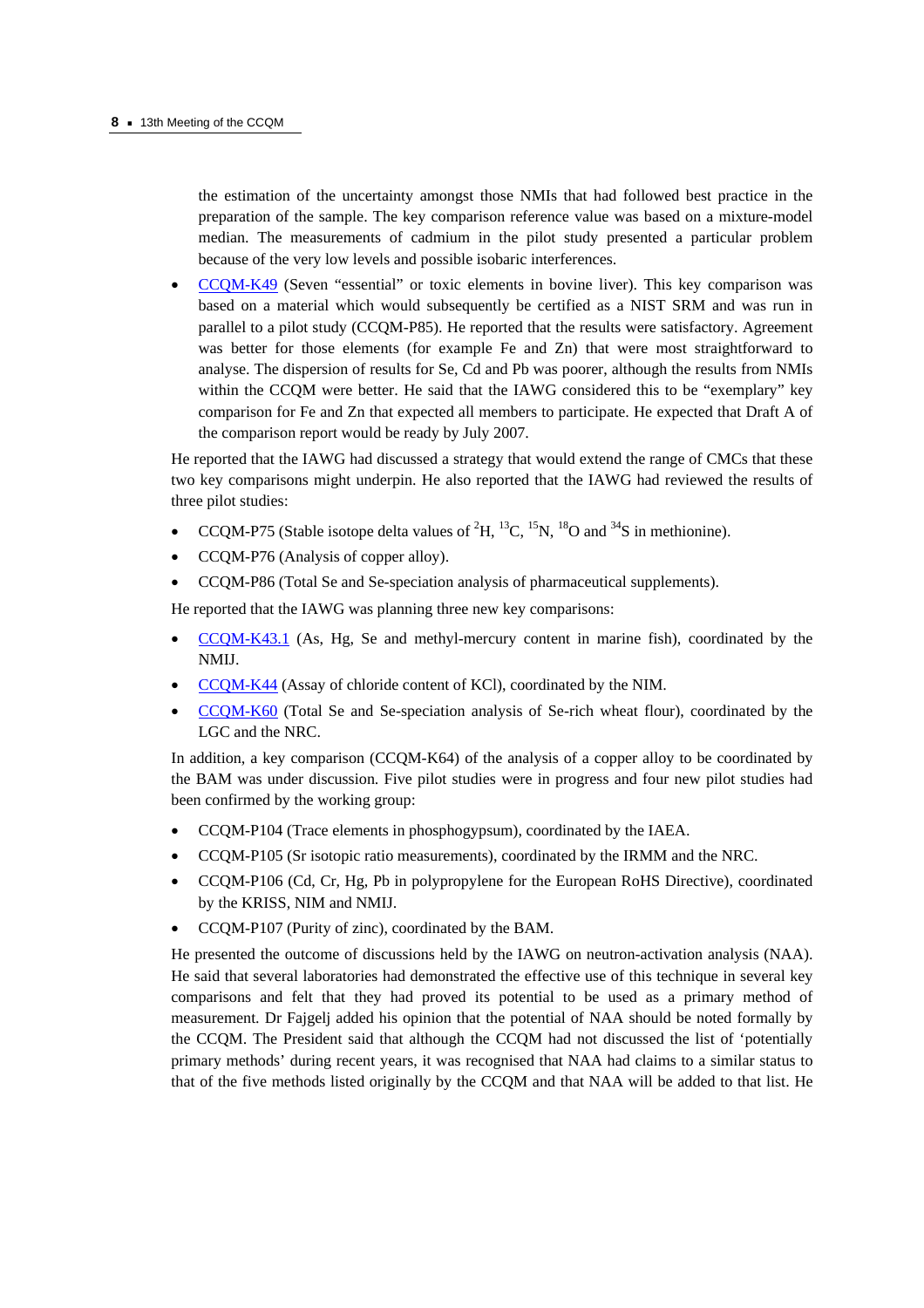the estimation of the uncertainty amongst those NMIs that had followed best practice in the preparation of the sample. The key comparison reference value was based on a mixture-model median. The measurements of cadmium in the pilot study presented a particular problem because of the very low levels and possible isobaric interferences.

- CCQM-K49 (Seven "essential" or toxic elements in bovine liver). This key comparison was based on a material which would subsequently be certified as a NIST SRM and was run in parallel to a pilot study (CCQM-P85). He reported that the results were satisfactory. Agreement was better for those elements (for example Fe and Zn) that were most straightforward to analyse. The dispersion of results for Se, Cd and Pb was poorer, although the results from NMIs within the CCQM were better. He said that the IAWG considered this to be "exemplary" key comparison for Fe and Zn that expected all members to participate. He expected that Draft A of the comparison report would be ready by July 2007.

He reported that the IAWG had discussed a strategy that would extend the range of CMCs that these two key comparisons might underpin. He also reported that the IAWG had reviewed the results of three pilot studies:

- CCQM-P75 (Stable isotope delta values of $^{2}H$, $^{13}C$, $^{15}N$, $^{18}O$ and $^{34}S$ in methionine).
- CCQM-P76 (Analysis of copper alloy).
- CCQM-P86 (Total Se and Se-speciation analysis of pharmaceutical supplements).

He reported that the IAWG was planning three new key comparisons:

- CCQM-K43.1 (As, Hg, Se and methyl-mercury content in marine fish), coordinated by the NMIJ.
- CCQM-K44 (Assay of chloride content of KCl), coordinated by the NIM.
- CCQM-K60 (Total Se and Se-speciation analysis of Se-rich wheat flour), coordinated by the LGC and the NRC.

In addition, a key comparison (CCQM-K64) of the analysis of a copper alloy to be coordinated by the BAM was under discussion. Five pilot studies were in progress and four new pilot studies had been confirmed by the working group:

- CCQM-P104 (Trace elements in phosphogypsum), coordinated by the IAEA.
- CCQM-P105 (Sr isotopic ratio measurements), coordinated by the IRMM and the NRC.
- CCQM-P106 (Cd, Cr, Hg, Pb in polypropylene for the European RoHS Directive), coordinated by the KRISS, NIM and NMIJ.
- CCQM-P107 (Purity of zinc), coordinated by the BAM.

He presented the outcome of discussions held by the IAWG on neutron-activation analysis (NAA). He said that several laboratories had demonstrated the effective use of this technique in several key comparisons and felt that they had proved its potential to be used as a primary method of measurement. Dr Fajgelj added his opinion that the potential of NAA should be noted formally by the CCQM. The President said that although the CCQM had not discussed the list of 'potentially primary methods' during recent years, it was recognised that NAA had claims to a similar status to that of the five methods listed originally by the CCQM and that NAA will be added to that list. He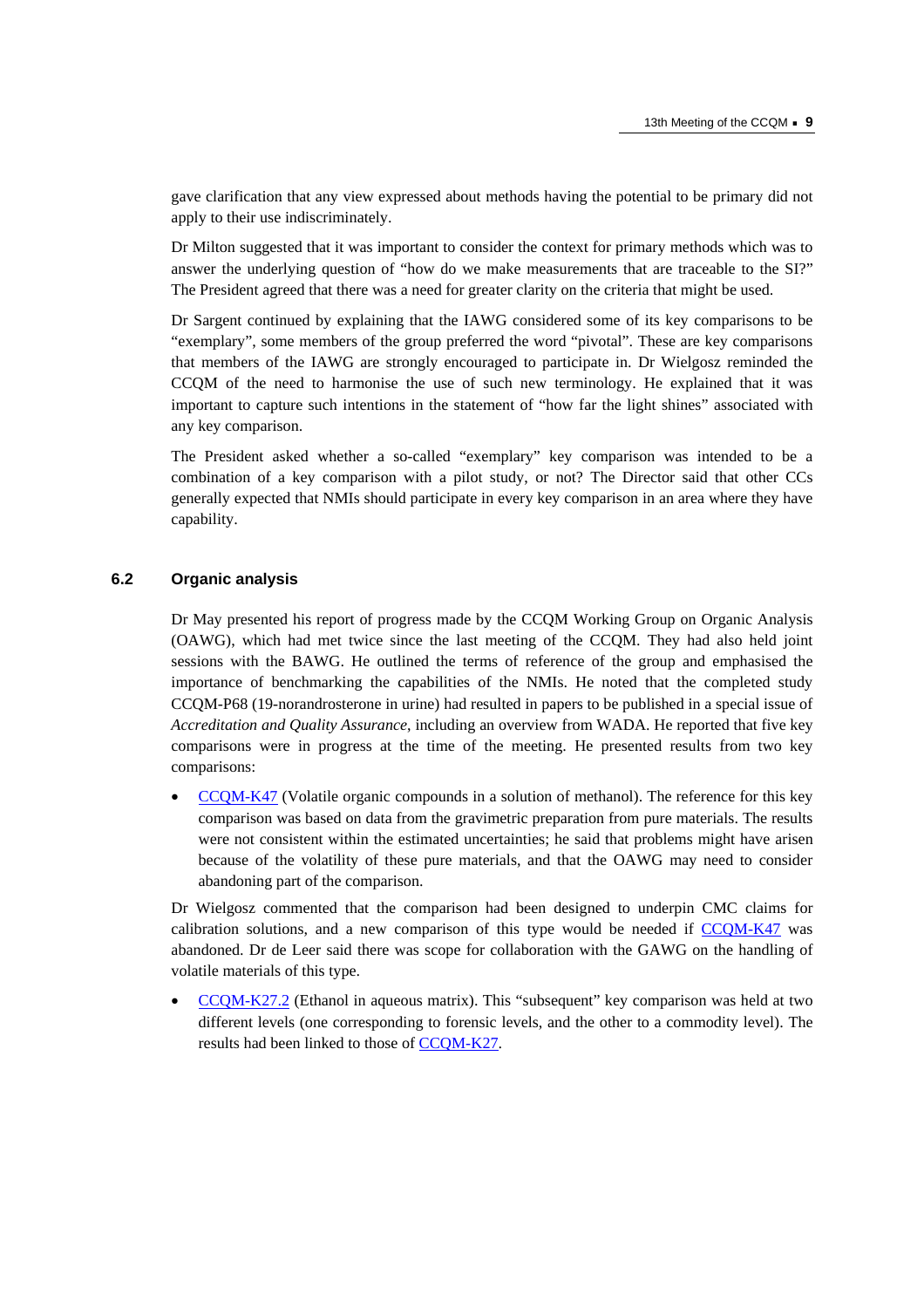gave clarification that any view expressed about methods having the potential to be primary did not apply to their use indiscriminately.

Dr Milton suggested that it was important to consider the context for primary methods which was to answer the underlying question of "how do we make measurements that are traceable to the SI?" The President agreed that there was a need for greater clarity on the criteria that might be used.

Dr Sargent continued by explaining that the IAWG considered some of its key comparisons to be "exemplary", some members of the group preferred the word "pivotal". These are key comparisons that members of the IAWG are strongly encouraged to participate in. Dr Wielgosz reminded the CCQM of the need to harmonise the use of such new terminology. He explained that it was important to capture such intentions in the statement of "how far the light shines" associated with any key comparison.

The President asked whether a so-called "exemplary" key comparison was intended to be a combination of a key comparison with a pilot study, or not? The Director said that other CCs generally expected that NMIs should participate in every key comparison in an area where they have capability.

## 6.2 Organic analysis

Dr May presented his report of progress made by the CCQM Working Group on Organic Analysis (OAWG), which had met twice since the last meeting of the CCQM. They had also held joint sessions with the BAWG. He outlined the terms of reference of the group and emphasised the importance of benchmarking the capabilities of the NMIs. He noted that the completed study CCQM-P68 (19-norandrosterone in urine) had resulted in papers to be published in a special issue of *Accreditation and Quality Assurance*, including an overview from WADA. He reported that five key comparisons were in progress at the time of the meeting. He presented results from two key comparisons:

- CCQM-K47 (Volatile organic compounds in a solution of methanol). The reference for this key comparison was based on data from the gravimetric preparation from pure materials. The results were not consistent within the estimated uncertainties; he said that problems might have arisen because of the volatility of these pure materials, and that the OAWG may need to consider abandoning part of the comparison.

Dr Wielgosz commented that the comparison had been designed to underpin CMC claims for calibration solutions, and a new comparison of this type would be needed if CCQM-K47 was abandoned. Dr de Leer said there was scope for collaboration with the GAWG on the handling of volatile materials of this type.

- CCQM-K27.2 (Ethanol in aqueous matrix). This "subsequent" key comparison was held at two different levels (one corresponding to forensic levels, and the other to a commodity level). The results had been linked to those of CCQM-K27.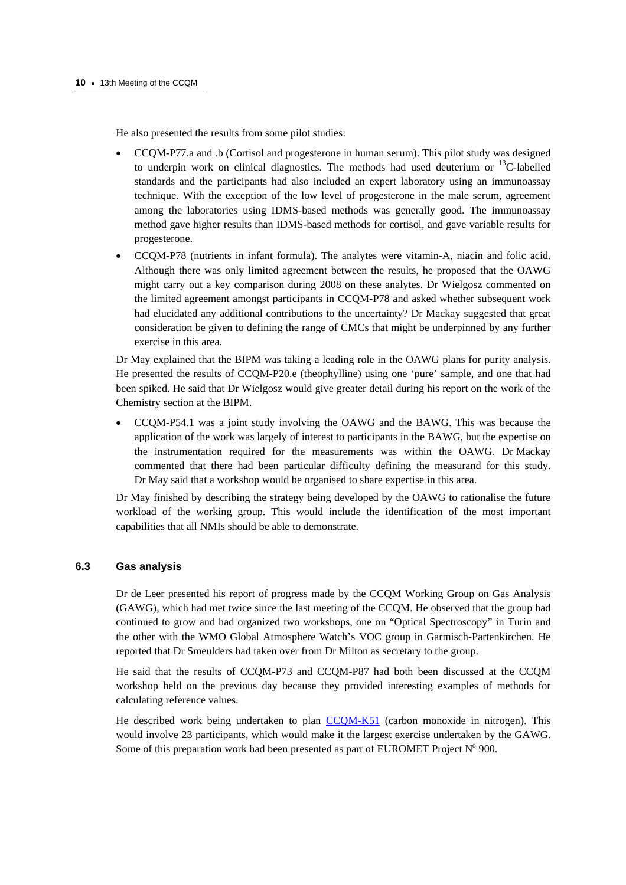He also presented the results from some pilot studies:

- CCQM-P77.a and .b (Cortisol and progesterone in human serum). This pilot study was designed to underpin work on clinical diagnostics. The methods had used deuterium or $^{13}$C-labelled standards and the participants had also included an expert laboratory using an immunoassay technique. With the exception of the low level of progesterone in the male serum, agreement among the laboratories using IDMS-based methods was generally good. The immunoassay method gave higher results than IDMS-based methods for cortisol, and gave variable results for progesterone.
- CCQM-P78 (nutrients in infant formula). The analytes were vitamin-A, niacin and folic acid. Although there was only limited agreement between the results, he proposed that the OAWG might carry out a key comparison during 2008 on these analytes. Dr Wielgosz commented on the limited agreement amongst participants in CCQM-P78 and asked whether subsequent work had elucidated any additional contributions to the uncertainty? Dr Mackay suggested that great consideration be given to defining the range of CMCs that might be underpinned by any further exercise in this area.

Dr May explained that the BIPM was taking a leading role in the OAWG plans for purity analysis. He presented the results of CCQM-P20.e (theophylline) using one 'pure' sample, and one that had been spiked. He said that Dr Wielgosz would give greater detail during his report on the work of the Chemistry section at the BIPM.

- CCQM-P54.1 was a joint study involving the OAWG and the BAWG. This was because the application of the work was largely of interest to participants in the BAWG, but the expertise on the instrumentation required for the measurements was within the OAWG. Dr Mackay commented that there had been particular difficulty defining the measurand for this study. Dr May said that a workshop would be organised to share expertise in this area.

Dr May finished by describing the strategy being developed by the OAWG to rationalise the future workload of the working group. This would include the identification of the most important capabilities that all NMIs should be able to demonstrate.

### 6.3 Gas analysis

Dr de Leer presented his report of progress made by the CCQM Working Group on Gas Analysis (GAWG), which had met twice since the last meeting of the CCQM. He observed that the group had continued to grow and had organized two workshops, one on "Optical Spectroscopy" in Turin and the other with the WMO Global Atmosphere Watch's VOC group in Garmisch-Partenkirchen. He reported that Dr Smeulders had taken over from Dr Milton as secretary to the group.

He said that the results of CCQM-P73 and CCQM-P87 had both been discussed at the CCQM workshop held on the previous day because they provided interesting examples of methods for calculating reference values.

He described work being undertaken to plan CCQM-K51 (carbon monoxide in nitrogen). This would involve 23 participants, which would make it the largest exercise undertaken by the GAWG. Some of this preparation work had been presented as part of EUROMET Project N° 900.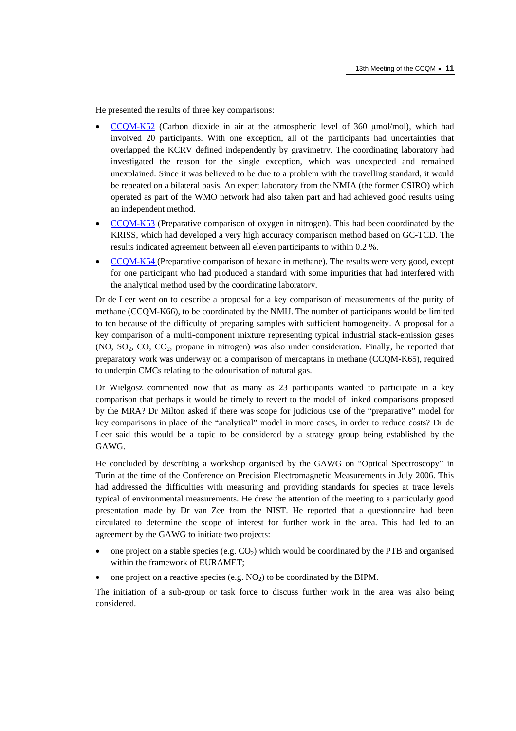He presented the results of three key comparisons:

- CCQM-K52 (Carbon dioxide in air at the atmospheric level of 360 μmol/mol), which had involved 20 participants. With one exception, all of the participants had uncertainties that overlapped the KCRV defined independently by gravimetry. The coordinating laboratory had investigated the reason for the single exception, which was unexpected and remained unexplained. Since it was believed to be due to a problem with the travelling standard, it would be repeated on a bilateral basis. An expert laboratory from the NMIA (the former CSIRO) which operated as part of the WMO network had also taken part and had achieved good results using an independent method.
- CCQM-K53 (Preparative comparison of oxygen in nitrogen). This had been coordinated by the KRISS, which had developed a very high accuracy comparison method based on GC-TCD. The results indicated agreement between all eleven participants to within 0.2 %.
- CCQM-K54 (Preparative comparison of hexane in methane). The results were very good, except for one participant who had produced a standard with some impurities that had interfered with the analytical method used by the coordinating laboratory.

Dr de Leer went on to describe a proposal for a key comparison of measurements of the purity of methane (CCQM-K66), to be coordinated by the NMIJ. The number of participants would be limited to ten because of the difficulty of preparing samples with sufficient homogeneity. A proposal for a key comparison of a multi-component mixture representing typical industrial stack-emission gases (NO, $SO_2$, CO, $CO_2$, propane in nitrogen) was also under consideration. Finally, he reported that preparatory work was underway on a comparison of mercaptans in methane (CCQM-K65), required to underpin CMCs relating to the odourisation of natural gas.

Dr Wielgosz commented now that as many as 23 participants wanted to participate in a key comparison that perhaps it would be timely to revert to the model of linked comparisons proposed by the MRA? Dr Milton asked if there was scope for judicious use of the "preparative" model for key comparisons in place of the "analytical" model in more cases, in order to reduce costs? Dr de Leer said this would be a topic to be considered by a strategy group being established by the GAWG.

He concluded by describing a workshop organised by the GAWG on "Optical Spectroscopy" in Turin at the time of the Conference on Precision Electromagnetic Measurements in July 2006. This had addressed the difficulties with measuring and providing standards for species at trace levels typical of environmental measurements. He drew the attention of the meeting to a particularly good presentation made by Dr van Zee from the NIST. He reported that a questionnaire had been circulated to determine the scope of interest for further work in the area. This had led to an agreement by the GAWG to initiate two projects:

- one project on a stable species (e.g. $CO_2$) which would be coordinated by the PTB and organised within the framework of EURAMET;
- one project on a reactive species (e.g. $NO_2$) to be coordinated by the BIPM.

The initiation of a sub-group or task force to discuss further work in the area was also being considered.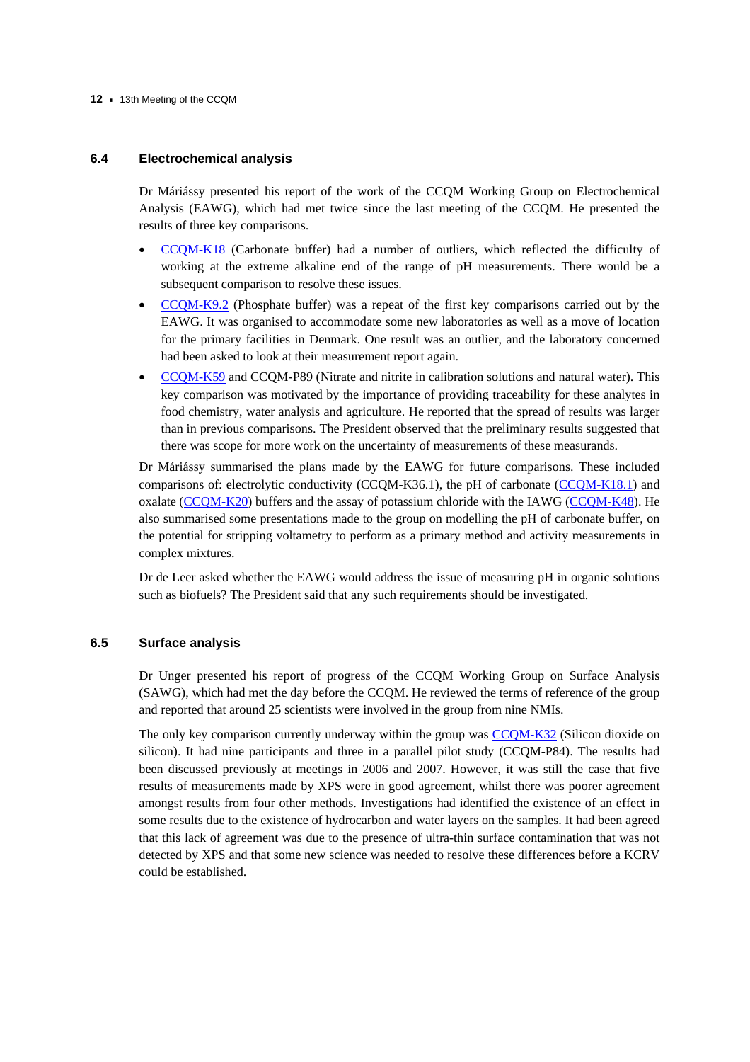### 6.4 Electrochemical analysis

Dr Máriássy presented his report of the work of the CCQM Working Group on Electrochemical Analysis (EAWG), which had met twice since the last meeting of the CCQM. He presented the results of three key comparisons.

- CCQM-K18 (Carbonate buffer) had a number of outliers, which reflected the difficulty of working at the extreme alkaline end of the range of pH measurements. There would be a subsequent comparison to resolve these issues.
- CCQM-K9.2 (Phosphate buffer) was a repeat of the first key comparisons carried out by the EAWG. It was organised to accommodate some new laboratories as well as a move of location for the primary facilities in Denmark. One result was an outlier, and the laboratory concerned had been asked to look at their measurement report again.
- CCQM-K59 and CCQM-P89 (Nitrate and nitrite in calibration solutions and natural water). This key comparison was motivated by the importance of providing traceability for these analytes in food chemistry, water analysis and agriculture. He reported that the spread of results was larger than in previous comparisons. The President observed that the preliminary results suggested that there was scope for more work on the uncertainty of measurements of these measurands.

Dr Máriássy summarised the plans made by the EAWG for future comparisons. These included comparisons of: electrolytic conductivity (CCQM-K36.1), the pH of carbonate (CCQM-K18.1) and oxalate (CCQM-K20) buffers and the assay of potassium chloride with the IAWG (CCQM-K48). He also summarised some presentations made to the group on modelling the pH of carbonate buffer, on the potential for stripping voltametry to perform as a primary method and activity measurements in complex mixtures.

Dr de Leer asked whether the EAWG would address the issue of measuring pH in organic solutions such as biofuels? The President said that any such requirements should be investigated.

### 6.5 Surface analysis

Dr Unger presented his report of progress of the CCQM Working Group on Surface Analysis (SAWG), which had met the day before the CCQM. He reviewed the terms of reference of the group and reported that around 25 scientists were involved in the group from nine NMIs.

The only key comparison currently underway within the group was CCQM-K32 (Silicon dioxide on silicon). It had nine participants and three in a parallel pilot study (CCQM-P84). The results had been discussed previously at meetings in 2006 and 2007. However, it was still the case that five results of measurements made by XPS were in good agreement, whilst there was poorer agreement amongst results from four other methods. Investigations had identified the existence of an effect in some results due to the existence of hydrocarbon and water layers on the samples. It had been agreed that this lack of agreement was due to the presence of ultra-thin surface contamination that was not detected by XPS and that some new science was needed to resolve these differences before a KCRV could be established.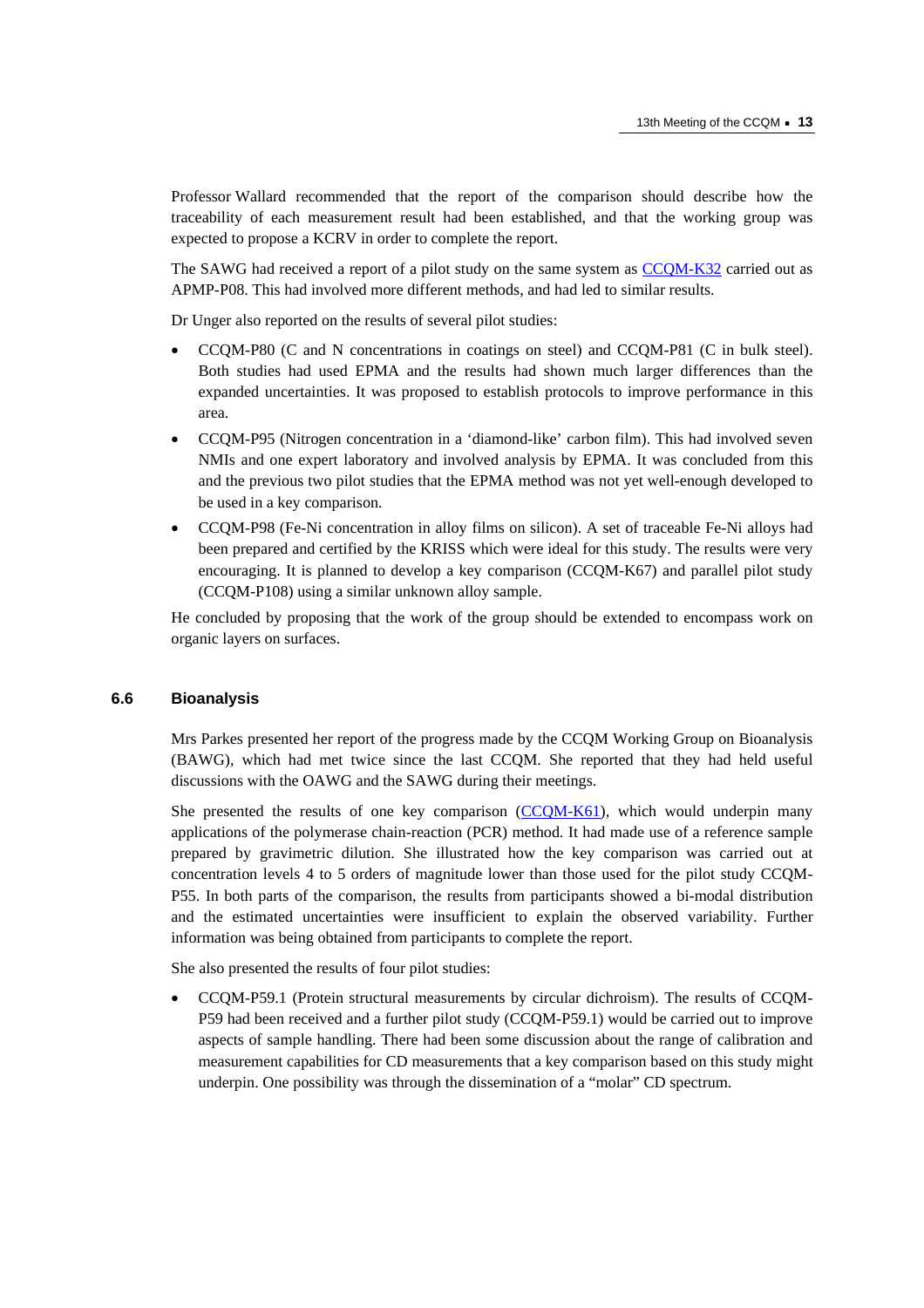Professor Wallard recommended that the report of the comparison should describe how the traceability of each measurement result had been established, and that the working group was expected to propose a KCRV in order to complete the report.

The SAWG had received a report of a pilot study on the same system as CCQM-K32 carried out as APMP-P08. This had involved more different methods, and had led to similar results.

Dr Unger also reported on the results of several pilot studies:

- CCQM-P80 (C and N concentrations in coatings on steel) and CCQM-P81 (C in bulk steel). Both studies had used EPMA and the results had shown much larger differences than the expanded uncertainties. It was proposed to establish protocols to improve performance in this area.
- CCQM-P95 (Nitrogen concentration in a 'diamond-like' carbon film). This had involved seven NMIs and one expert laboratory and involved analysis by EPMA. It was concluded from this and the previous two pilot studies that the EPMA method was not yet well-enough developed to be used in a key comparison.
- CCQM-P98 (Fe-Ni concentration in alloy films on silicon). A set of traceable Fe-Ni alloys had been prepared and certified by the KRISS which were ideal for this study. The results were very encouraging. It is planned to develop a key comparison (CCQM-K67) and parallel pilot study (CCQM-P108) using a similar unknown alloy sample.

He concluded by proposing that the work of the group should be extended to encompass work on organic layers on surfaces.

## 6.6 Bioanalysis

Mrs Parkes presented her report of the progress made by the CCQM Working Group on Bioanalysis (BAWG), which had met twice since the last CCQM. She reported that they had held useful discussions with the OAWG and the SAWG during their meetings.

She presented the results of one key comparison (CCQM-K61), which would underpin many applications of the polymerase chain-reaction (PCR) method. It had made use of a reference sample prepared by gravimetric dilution. She illustrated how the key comparison was carried out at concentration levels 4 to 5 orders of magnitude lower than those used for the pilot study CCQM-P55. In both parts of the comparison, the results from participants showed a bi-modal distribution and the estimated uncertainties were insufficient to explain the observed variability. Further information was being obtained from participants to complete the report.

She also presented the results of four pilot studies:

- CCQM-P59.1 (Protein structural measurements by circular dichroism). The results of CCQM-P59 had been received and a further pilot study (CCQM-P59.1) would be carried out to improve aspects of sample handling. There had been some discussion about the range of calibration and measurement capabilities for CD measurements that a key comparison based on this study might underpin. One possibility was through the dissemination of a "molar" CD spectrum.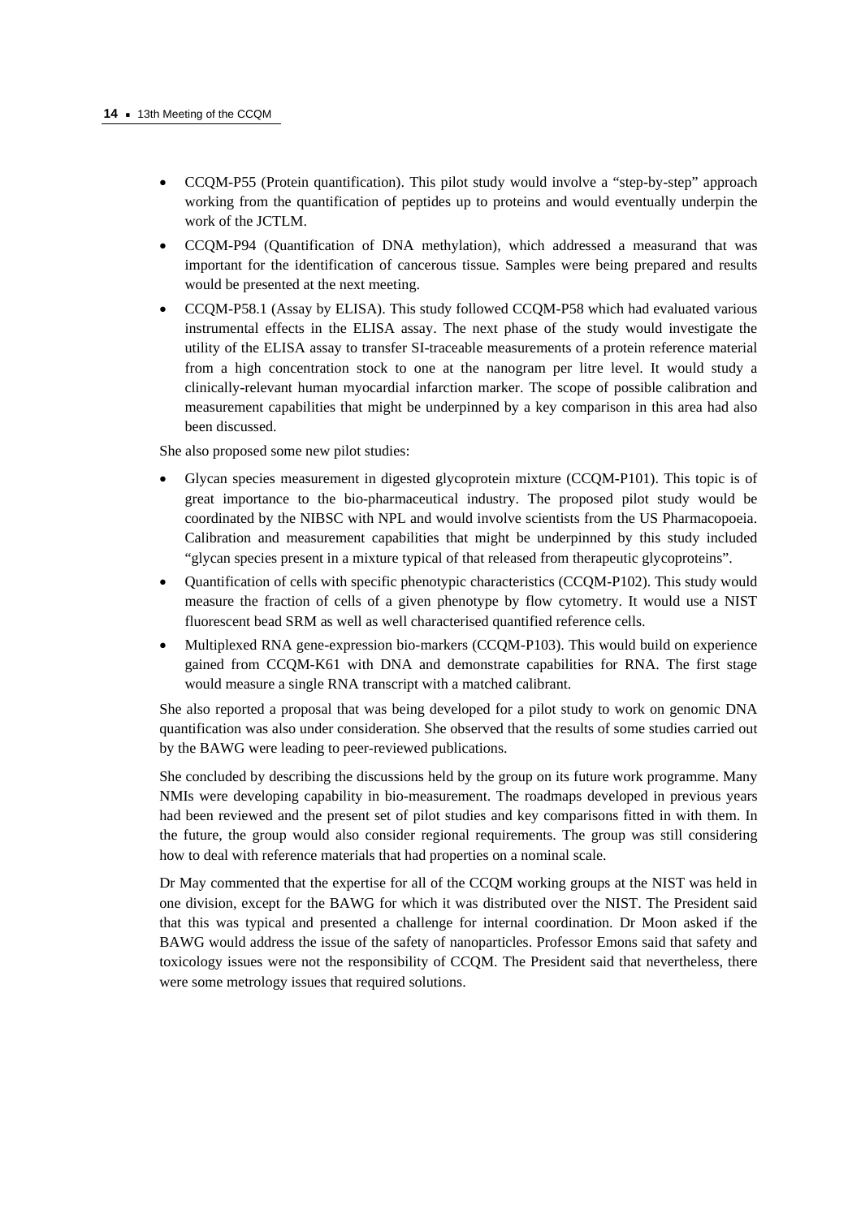- CCQM-P55 (Protein quantification). This pilot study would involve a "step-by-step" approach working from the quantification of peptides up to proteins and would eventually underpin the work of the JCTLM.
- CCQM-P94 (Quantification of DNA methylation), which addressed a measurand that was important for the identification of cancerous tissue. Samples were being prepared and results would be presented at the next meeting.
- CCQM-P58.1 (Assay by ELISA). This study followed CCQM-P58 which had evaluated various instrumental effects in the ELISA assay. The next phase of the study would investigate the utility of the ELISA assay to transfer SI-traceable measurements of a protein reference material from a high concentration stock to one at the nanogram per litre level. It would study a clinically-relevant human myocardial infarction marker. The scope of possible calibration and measurement capabilities that might be underpinned by a key comparison in this area had also been discussed.

She also proposed some new pilot studies:

- Glycan species measurement in digested glycoprotein mixture (CCQM-P101). This topic is of great importance to the bio-pharmaceutical industry. The proposed pilot study would be coordinated by the NIBSC with NPL and would involve scientists from the US Pharmacopoeia. Calibration and measurement capabilities that might be underpinned by this study included "glycan species present in a mixture typical of that released from therapeutic glycoproteins".
- Quantification of cells with specific phenotypic characteristics (CCQM-P102). This study would measure the fraction of cells of a given phenotype by flow cytometry. It would use a NIST fluorescent bead SRM as well as well characterised quantified reference cells.
- Multiplexed RNA gene-expression bio-markers (CCQM-P103). This would build on experience gained from CCQM-K61 with DNA and demonstrate capabilities for RNA. The first stage would measure a single RNA transcript with a matched calibrant.

She also reported a proposal that was being developed for a pilot study to work on genomic DNA quantification was also under consideration. She observed that the results of some studies carried out by the BAWG were leading to peer-reviewed publications.

She concluded by describing the discussions held by the group on its future work programme. Many NMIs were developing capability in bio-measurement. The roadmaps developed in previous years had been reviewed and the present set of pilot studies and key comparisons fitted in with them. In the future, the group would also consider regional requirements. The group was still considering how to deal with reference materials that had properties on a nominal scale.

Dr May commented that the expertise for all of the CCQM working groups at the NIST was held in one division, except for the BAWG for which it was distributed over the NIST. The President said that this was typical and presented a challenge for internal coordination. Dr Moon asked if the BAWG would address the issue of the safety of nanoparticles. Professor Emons said that safety and toxicology issues were not the responsibility of CCQM. The President said that nevertheless, there were some metrology issues that required solutions.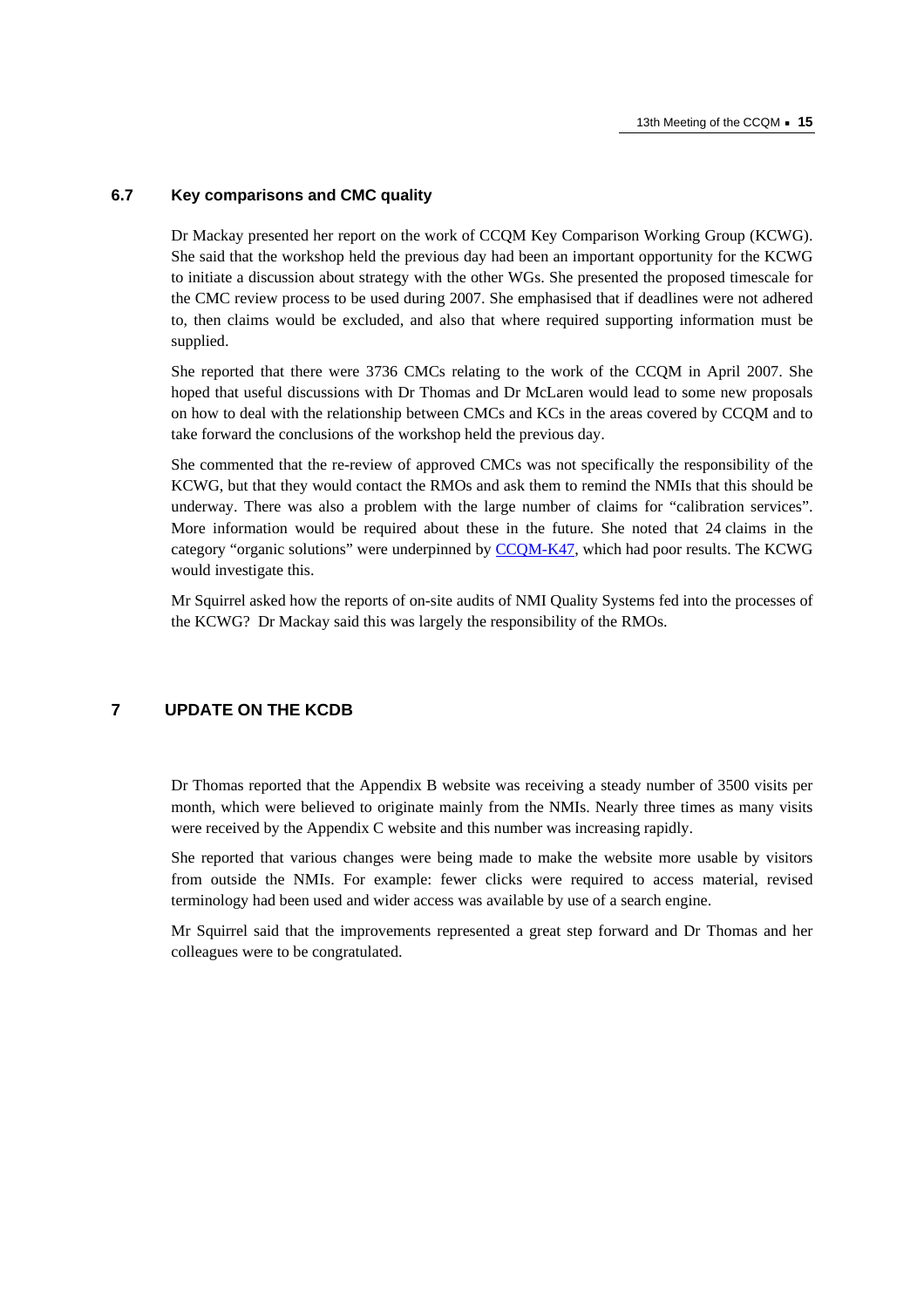### 6.7 Key comparisons and CMC quality

Dr Mackay presented her report on the work of CCQM Key Comparison Working Group (KCWG). She said that the workshop held the previous day had been an important opportunity for the KCWG to initiate a discussion about strategy with the other WGs. She presented the proposed timescale for the CMC review process to be used during 2007. She emphasised that if deadlines were not adhered to, then claims would be excluded, and also that where required supporting information must be supplied.

She reported that there were 3736 CMCs relating to the work of the CCQM in April 2007. She hoped that useful discussions with Dr Thomas and Dr McLaren would lead to some new proposals on how to deal with the relationship between CMCs and KCs in the areas covered by CCQM and to take forward the conclusions of the workshop held the previous day.

She commented that the re-review of approved CMCs was not specifically the responsibility of the KCWG, but that they would contact the RMOs and ask them to remind the NMIs that this should be underway. There was also a problem with the large number of claims for "calibration services". More information would be required about these in the future. She noted that 24 claims in the category "organic solutions" were underpinned by CCQM-K47, which had poor results. The KCWG would investigate this.

Mr Squirrel asked how the reports of on-site audits of NMI Quality Systems fed into the processes of the KCWG? Dr Mackay said this was largely the responsibility of the RMOs.

## 7 UPDATE ON THE KCDB

Dr Thomas reported that the Appendix B website was receiving a steady number of 3500 visits per month, which were believed to originate mainly from the NMIs. Nearly three times as many visits were received by the Appendix C website and this number was increasing rapidly.

She reported that various changes were being made to make the website more usable by visitors from outside the NMIs. For example: fewer clicks were required to access material, revised terminology had been used and wider access was available by use of a search engine.

Mr Squirrel said that the improvements represented a great step forward and Dr Thomas and her colleagues were to be congratulated.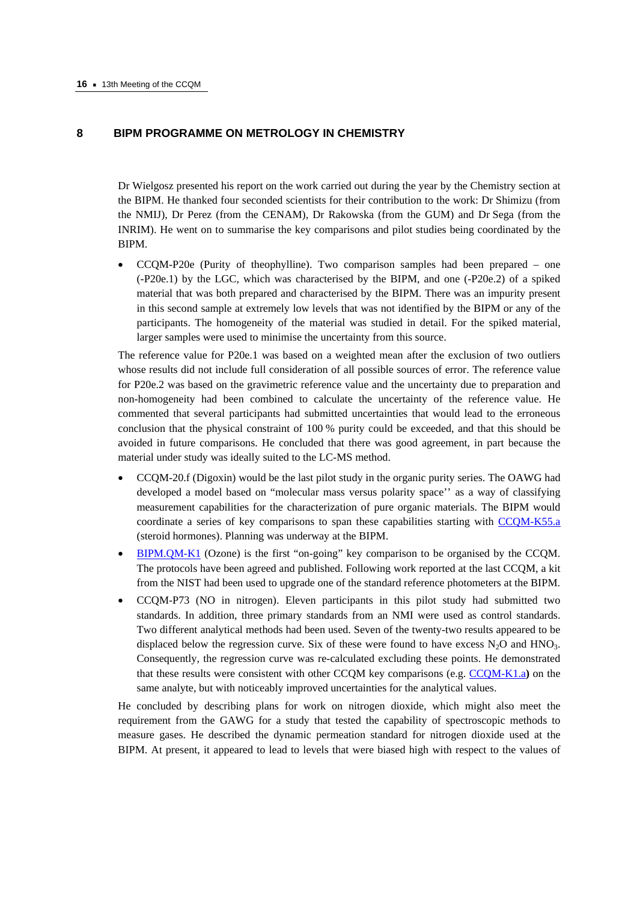## 8 BIPM PROGRAMME ON METROLOGY IN CHEMISTRY

Dr Wielgosz presented his report on the work carried out during the year by the Chemistry section at the BIPM. He thanked four seconded scientists for their contribution to the work: Dr Shimizu (from the NMIJ), Dr Perez (from the CENAM), Dr Rakowska (from the GUM) and Dr Sega (from the INRIM). He went on to summarise the key comparisons and pilot studies being coordinated by the BIPM.

- CCQM-P20e (Purity of theophylline). Two comparison samples had been prepared – one (-P20e.1) by the LGC, which was characterised by the BIPM, and one (-P20e.2) of a spiked material that was both prepared and characterised by the BIPM. There was an impurity present in this second sample at extremely low levels that was not identified by the BIPM or any of the participants. The homogeneity of the material was studied in detail. For the spiked material, larger samples were used to minimise the uncertainty from this source.

The reference value for P20e.1 was based on a weighted mean after the exclusion of two outliers whose results did not include full consideration of all possible sources of error. The reference value for P20e.2 was based on the gravimetric reference value and the uncertainty due to preparation and non-homogeneity had been combined to calculate the uncertainty of the reference value. He commented that several participants had submitted uncertainties that would lead to the erroneous conclusion that the physical constraint of 100 % purity could be exceeded, and that this should be avoided in future comparisons. He concluded that there was good agreement, in part because the material under study was ideally suited to the LC-MS method.

- CCQM-20.f (Digoxin) would be the last pilot study in the organic purity series. The OAWG had developed a model based on "molecular mass versus polarity space'' as a way of classifying measurement capabilities for the characterization of pure organic materials. The BIPM would coordinate a series of key comparisons to span these capabilities starting with CCQM-K55.a (steroid hormones). Planning was underway at the BIPM.
- BIPM.QM-K1 (Ozone) is the first "on-going" key comparison to be organised by the CCQM. The protocols have been agreed and published. Following work reported at the last CCQM, a kit from the NIST had been used to upgrade one of the standard reference photometers at the BIPM.
- CCQM-P73 (NO in nitrogen). Eleven participants in this pilot study had submitted two standards. In addition, three primary standards from an NMI were used as control standards. Two different analytical methods had been used. Seven of the twenty-two results appeared to be displaced below the regression curve. Six of these were found to have excess $N_2O$ and $HNO_3$. Consequently, the regression curve was re-calculated excluding these points. He demonstrated that these results were consistent with other CCQM key comparisons (e.g. CCQM-K1.a**)** on the same analyte, but with noticeably improved uncertainties for the analytical values.

He concluded by describing plans for work on nitrogen dioxide, which might also meet the requirement from the GAWG for a study that tested the capability of spectroscopic methods to measure gases. He described the dynamic permeation standard for nitrogen dioxide used at the BIPM. At present, it appeared to lead to levels that were biased high with respect to the values of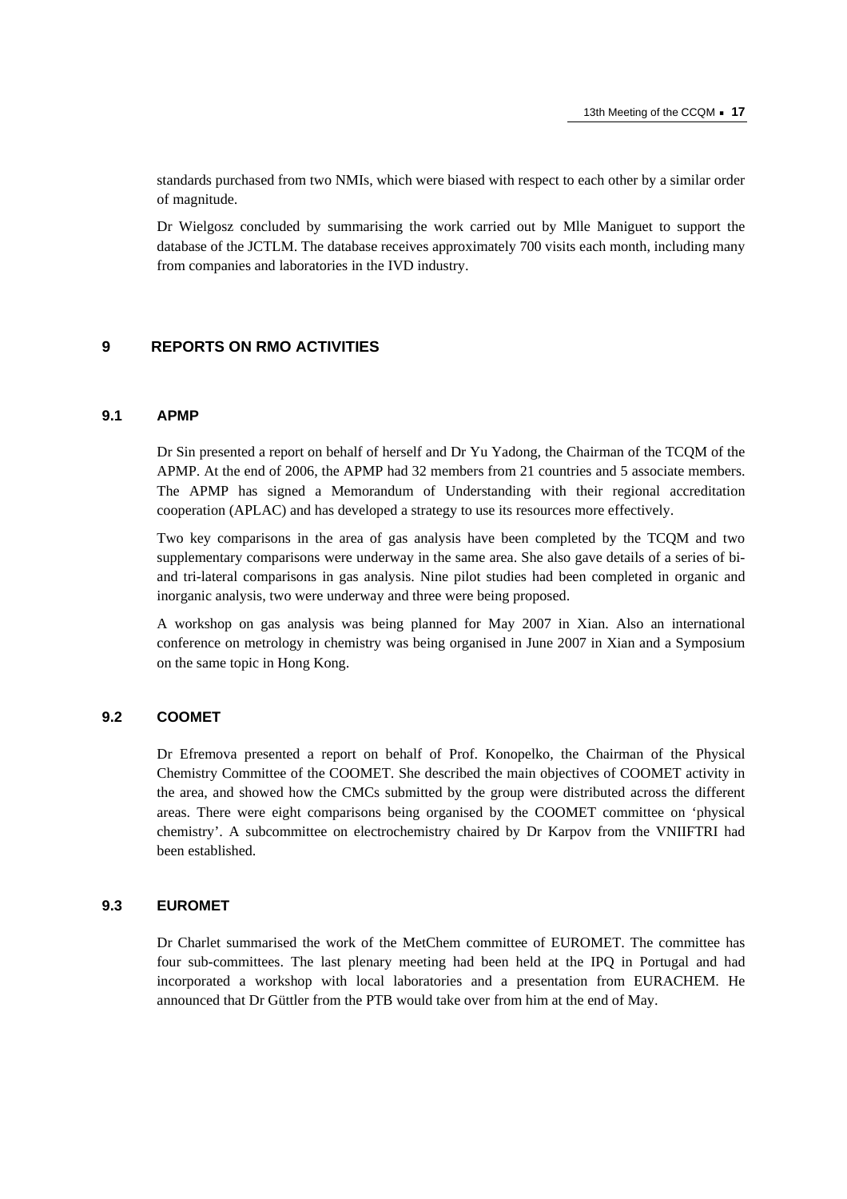standards purchased from two NMIs, which were biased with respect to each other by a similar order of magnitude.

Dr Wielgosz concluded by summarising the work carried out by Mlle Maniguet to support the database of the JCTLM. The database receives approximately 700 visits each month, including many from companies and laboratories in the IVD industry.

## 9 REPORTS ON RMO ACTIVITIES

### 9.1 APMP

Dr Sin presented a report on behalf of herself and Dr Yu Yadong, the Chairman of the TCQM of the APMP. At the end of 2006, the APMP had 32 members from 21 countries and 5 associate members. The APMP has signed a Memorandum of Understanding with their regional accreditation cooperation (APLAC) and has developed a strategy to use its resources more effectively.

Two key comparisons in the area of gas analysis have been completed by the TCQM and two supplementary comparisons were underway in the same area. She also gave details of a series of bi- and tri-lateral comparisons in gas analysis. Nine pilot studies had been completed in organic and inorganic analysis, two were underway and three were being proposed.

A workshop on gas analysis was being planned for May 2007 in Xian. Also an international conference on metrology in chemistry was being organised in June 2007 in Xian and a Symposium on the same topic in Hong Kong.

### 9.2 COOMET

Dr Efremova presented a report on behalf of Prof. Konopelko, the Chairman of the Physical Chemistry Committee of the COOMET. She described the main objectives of COOMET activity in the area, and showed how the CMCs submitted by the group were distributed across the different areas. There were eight comparisons being organised by the COOMET committee on 'physical chemistry'. A subcommittee on electrochemistry chaired by Dr Karpov from the VNIIFTRI had been established.

### 9.3 EUROMET

Dr Charlet summarised the work of the MetChem committee of EUROMET. The committee has four sub-committees. The last plenary meeting had been held at the IPQ in Portugal and had incorporated a workshop with local laboratories and a presentation from EURACHEM. He announced that Dr Güttler from the PTB would take over from him at the end of May.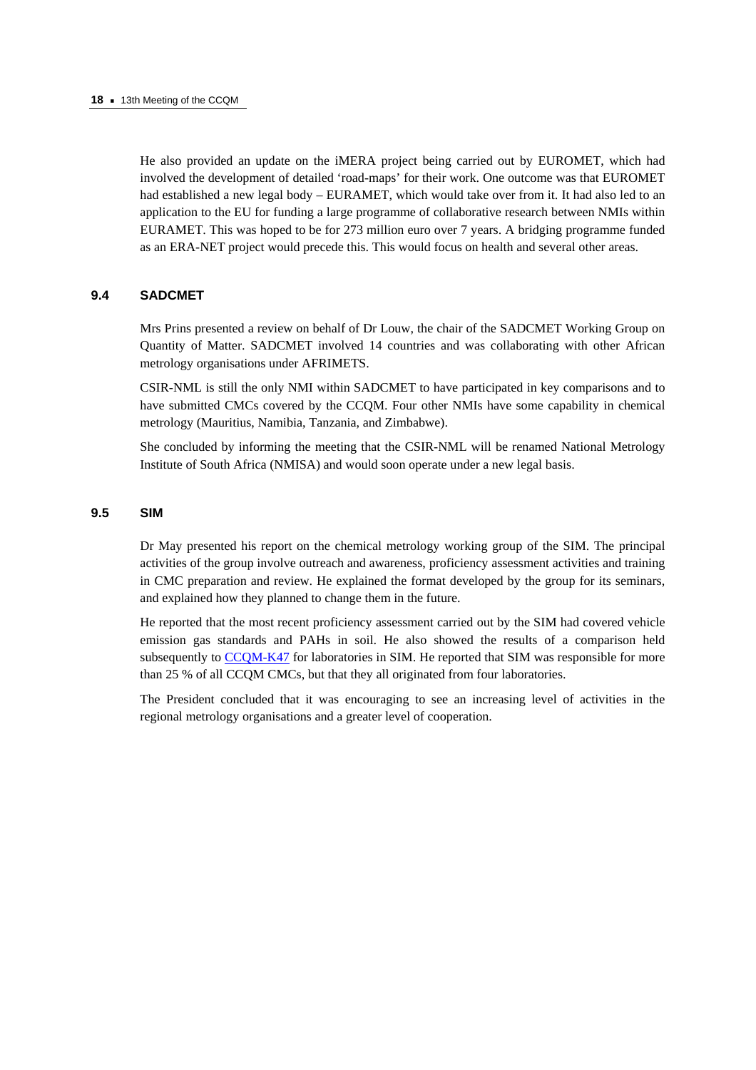He also provided an update on the iMERA project being carried out by EUROMET, which had involved the development of detailed 'road-maps' for their work. One outcome was that EUROMET had established a new legal body – EURAMET, which would take over from it. It had also led to an application to the EU for funding a large programme of collaborative research between NMIs within EURAMET. This was hoped to be for 273 million euro over 7 years. A bridging programme funded as an ERA-NET project would precede this. This would focus on health and several other areas.

### 9.4 SADCMET

Mrs Prins presented a review on behalf of Dr Louw, the chair of the SADCMET Working Group on Quantity of Matter. SADCMET involved 14 countries and was collaborating with other African metrology organisations under AFRIMETS.

CSIR-NML is still the only NMI within SADCMET to have participated in key comparisons and to have submitted CMCs covered by the CCQM. Four other NMIs have some capability in chemical metrology (Mauritius, Namibia, Tanzania, and Zimbabwe).

She concluded by informing the meeting that the CSIR-NML will be renamed National Metrology Institute of South Africa (NMISA) and would soon operate under a new legal basis.

### 9.5 SIM

Dr May presented his report on the chemical metrology working group of the SIM. The principal activities of the group involve outreach and awareness, proficiency assessment activities and training in CMC preparation and review. He explained the format developed by the group for its seminars, and explained how they planned to change them in the future.

He reported that the most recent proficiency assessment carried out by the SIM had covered vehicle emission gas standards and PAHs in soil. He also showed the results of a comparison held subsequently to CCQM-K47 for laboratories in SIM. He reported that SIM was responsible for more than 25 % of all CCQM CMCs, but that they all originated from four laboratories.

The President concluded that it was encouraging to see an increasing level of activities in the regional metrology organisations and a greater level of cooperation.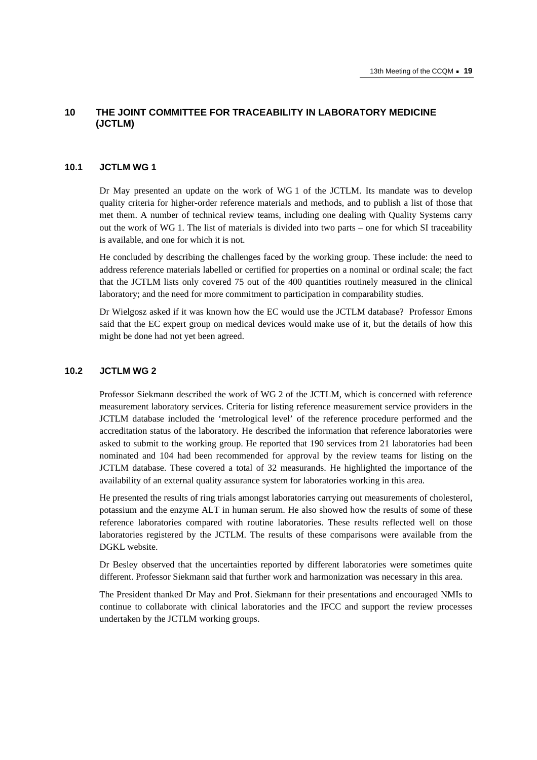## 10 THE JOINT COMMITTEE FOR TRACEABILITY IN LABORATORY MEDICINE (JCTLM)

### 10.1 JCTLM WG 1

Dr May presented an update on the work of WG 1 of the JCTLM. Its mandate was to develop quality criteria for higher-order reference materials and methods, and to publish a list of those that met them. A number of technical review teams, including one dealing with Quality Systems carry out the work of WG 1. The list of materials is divided into two parts – one for which SI traceability is available, and one for which it is not.

He concluded by describing the challenges faced by the working group. These include: the need to address reference materials labelled or certified for properties on a nominal or ordinal scale; the fact that the JCTLM lists only covered 75 out of the 400 quantities routinely measured in the clinical laboratory; and the need for more commitment to participation in comparability studies.

Dr Wielgosz asked if it was known how the EC would use the JCTLM database? Professor Emons said that the EC expert group on medical devices would make use of it, but the details of how this might be done had not yet been agreed.

### 10.2 JCTLM WG 2

Professor Siekmann described the work of WG 2 of the JCTLM, which is concerned with reference measurement laboratory services. Criteria for listing reference measurement service providers in the JCTLM database included the 'metrological level' of the reference procedure performed and the accreditation status of the laboratory. He described the information that reference laboratories were asked to submit to the working group. He reported that 190 services from 21 laboratories had been nominated and 104 had been recommended for approval by the review teams for listing on the JCTLM database. These covered a total of 32 measurands. He highlighted the importance of the availability of an external quality assurance system for laboratories working in this area.

He presented the results of ring trials amongst laboratories carrying out measurements of cholesterol, potassium and the enzyme ALT in human serum. He also showed how the results of some of these reference laboratories compared with routine laboratories. These results reflected well on those laboratories registered by the JCTLM. The results of these comparisons were available from the DGKL website.

Dr Besley observed that the uncertainties reported by different laboratories were sometimes quite different. Professor Siekmann said that further work and harmonization was necessary in this area.

The President thanked Dr May and Prof. Siekmann for their presentations and encouraged NMIs to continue to collaborate with clinical laboratories and the IFCC and support the review processes undertaken by the JCTLM working groups.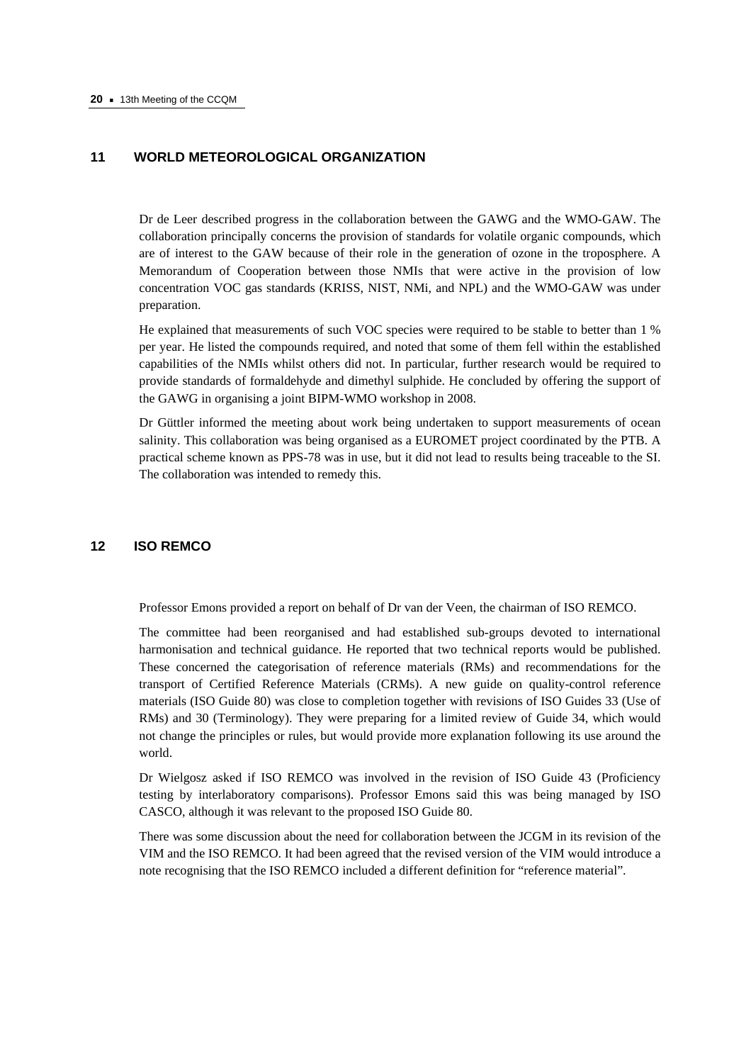## 11 WORLD METEOROLOGICAL ORGANIZATION

Dr de Leer described progress in the collaboration between the GAWG and the WMO-GAW. The collaboration principally concerns the provision of standards for volatile organic compounds, which are of interest to the GAW because of their role in the generation of ozone in the troposphere. A Memorandum of Cooperation between those NMIs that were active in the provision of low concentration VOC gas standards (KRISS, NIST, NMi, and NPL) and the WMO-GAW was under preparation.

He explained that measurements of such VOC species were required to be stable to better than 1 % per year. He listed the compounds required, and noted that some of them fell within the established capabilities of the NMIs whilst others did not. In particular, further research would be required to provide standards of formaldehyde and dimethyl sulphide. He concluded by offering the support of the GAWG in organising a joint BIPM-WMO workshop in 2008.

Dr Güttler informed the meeting about work being undertaken to support measurements of ocean salinity. This collaboration was being organised as a EUROMET project coordinated by the PTB. A practical scheme known as PPS-78 was in use, but it did not lead to results being traceable to the SI. The collaboration was intended to remedy this.

## 12 ISO REMCO

Professor Emons provided a report on behalf of Dr van der Veen, the chairman of ISO REMCO.

The committee had been reorganised and had established sub-groups devoted to international harmonisation and technical guidance. He reported that two technical reports would be published. These concerned the categorisation of reference materials (RMs) and recommendations for the transport of Certified Reference Materials (CRMs). A new guide on quality-control reference materials (ISO Guide 80) was close to completion together with revisions of ISO Guides 33 (Use of RMs) and 30 (Terminology). They were preparing for a limited review of Guide 34, which would not change the principles or rules, but would provide more explanation following its use around the world.

Dr Wielgosz asked if ISO REMCO was involved in the revision of ISO Guide 43 (Proficiency testing by interlaboratory comparisons). Professor Emons said this was being managed by ISO CASCO, although it was relevant to the proposed ISO Guide 80.

There was some discussion about the need for collaboration between the JCGM in its revision of the VIM and the ISO REMCO. It had been agreed that the revised version of the VIM would introduce a note recognising that the ISO REMCO included a different definition for "reference material".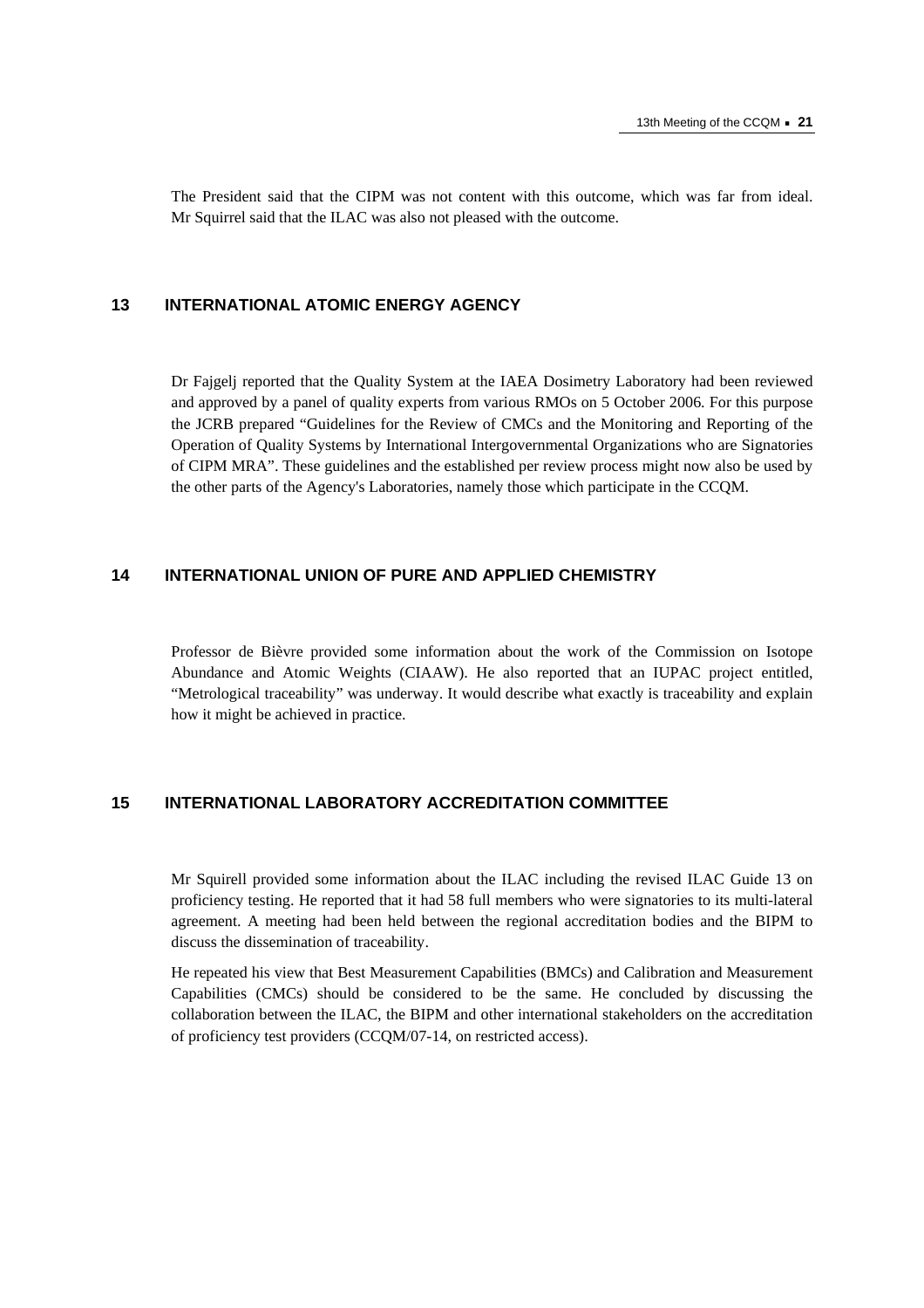The President said that the CIPM was not content with this outcome, which was far from ideal. Mr Squirrel said that the ILAC was also not pleased with the outcome.

## 13 INTERNATIONAL ATOMIC ENERGY AGENCY

Dr Fajgelj reported that the Quality System at the IAEA Dosimetry Laboratory had been reviewed and approved by a panel of quality experts from various RMOs on 5 October 2006. For this purpose the JCRB prepared "Guidelines for the Review of CMCs and the Monitoring and Reporting of the Operation of Quality Systems by International Intergovernmental Organizations who are Signatories of CIPM MRA". These guidelines and the established per review process might now also be used by the other parts of the Agency's Laboratories, namely those which participate in the CCQM.

## 14 INTERNATIONAL UNION OF PURE AND APPLIED CHEMISTRY

Professor de Bièvre provided some information about the work of the Commission on Isotope Abundance and Atomic Weights (CIAAW). He also reported that an IUPAC project entitled, "Metrological traceability" was underway. It would describe what exactly is traceability and explain how it might be achieved in practice.

## 15 INTERNATIONAL LABORATORY ACCREDITATION COMMITTEE

Mr Squirell provided some information about the ILAC including the revised ILAC Guide 13 on proficiency testing. He reported that it had 58 full members who were signatories to its multi-lateral agreement. A meeting had been held between the regional accreditation bodies and the BIPM to discuss the dissemination of traceability.

He repeated his view that Best Measurement Capabilities (BMCs) and Calibration and Measurement Capabilities (CMCs) should be considered to be the same. He concluded by discussing the collaboration between the ILAC, the BIPM and other international stakeholders on the accreditation of proficiency test providers (CCQM/07-14, on restricted access).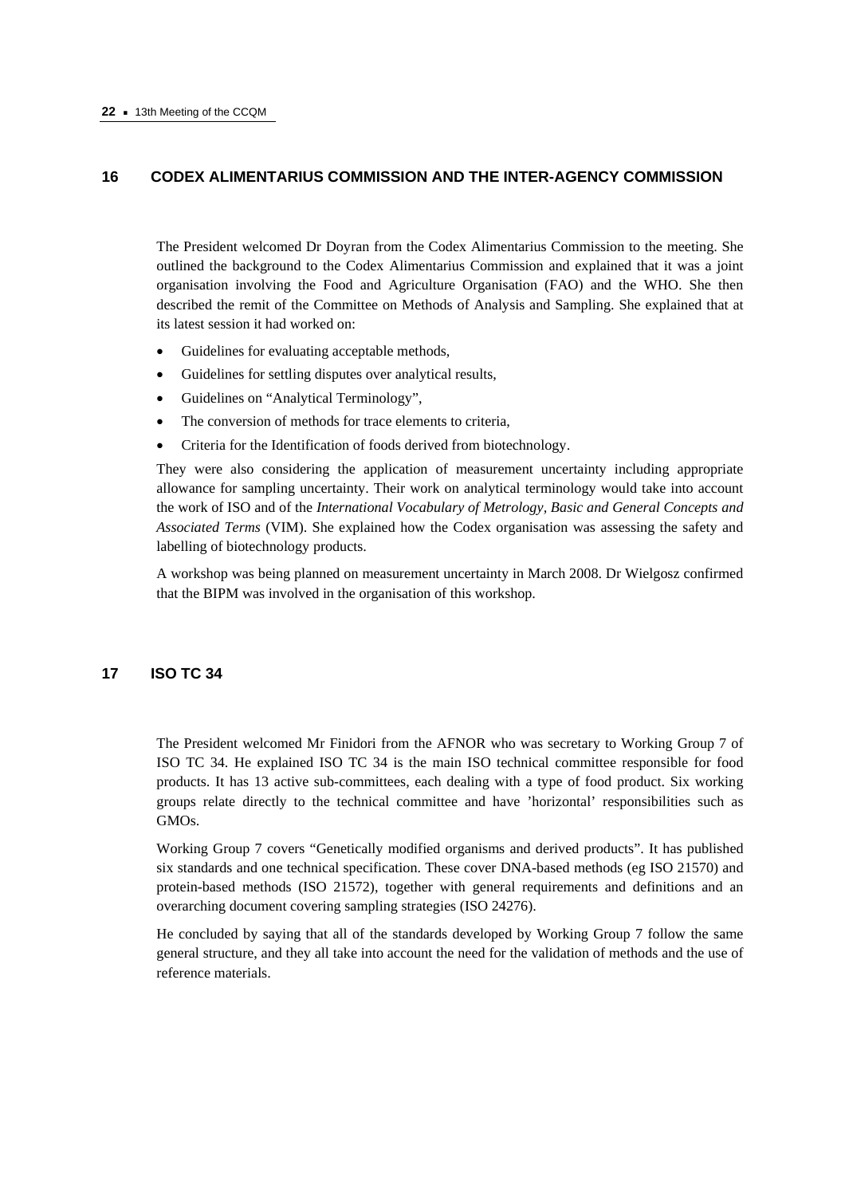## 16 CODEX ALIMENTARIUS COMMISSION AND THE INTER-AGENCY COMMISSION

The President welcomed Dr Doyran from the Codex Alimentarius Commission to the meeting. She outlined the background to the Codex Alimentarius Commission and explained that it was a joint organisation involving the Food and Agriculture Organisation (FAO) and the WHO. She then described the remit of the Committee on Methods of Analysis and Sampling. She explained that at its latest session it had worked on:

- Guidelines for evaluating acceptable methods,
- Guidelines for settling disputes over analytical results,
- Guidelines on "Analytical Terminology",
- The conversion of methods for trace elements to criteria,
- Criteria for the Identification of foods derived from biotechnology.

They were also considering the application of measurement uncertainty including appropriate allowance for sampling uncertainty. Their work on analytical terminology would take into account the work of ISO and of the *International Vocabulary of Metrology, Basic and General Concepts and Associated Terms* (VIM). She explained how the Codex organisation was assessing the safety and labelling of biotechnology products.

A workshop was being planned on measurement uncertainty in March 2008. Dr Wielgosz confirmed that the BIPM was involved in the organisation of this workshop.

## 17 ISO TC 34

The President welcomed Mr Finidori from the AFNOR who was secretary to Working Group 7 of ISO TC 34. He explained ISO TC 34 is the main ISO technical committee responsible for food products. It has 13 active sub-committees, each dealing with a type of food product. Six working groups relate directly to the technical committee and have 'horizontal' responsibilities such as GMOs.

Working Group 7 covers "Genetically modified organisms and derived products". It has published six standards and one technical specification. These cover DNA-based methods (eg ISO 21570) and protein-based methods (ISO 21572), together with general requirements and definitions and an overarching document covering sampling strategies (ISO 24276).

He concluded by saying that all of the standards developed by Working Group 7 follow the same general structure, and they all take into account the need for the validation of methods and the use of reference materials.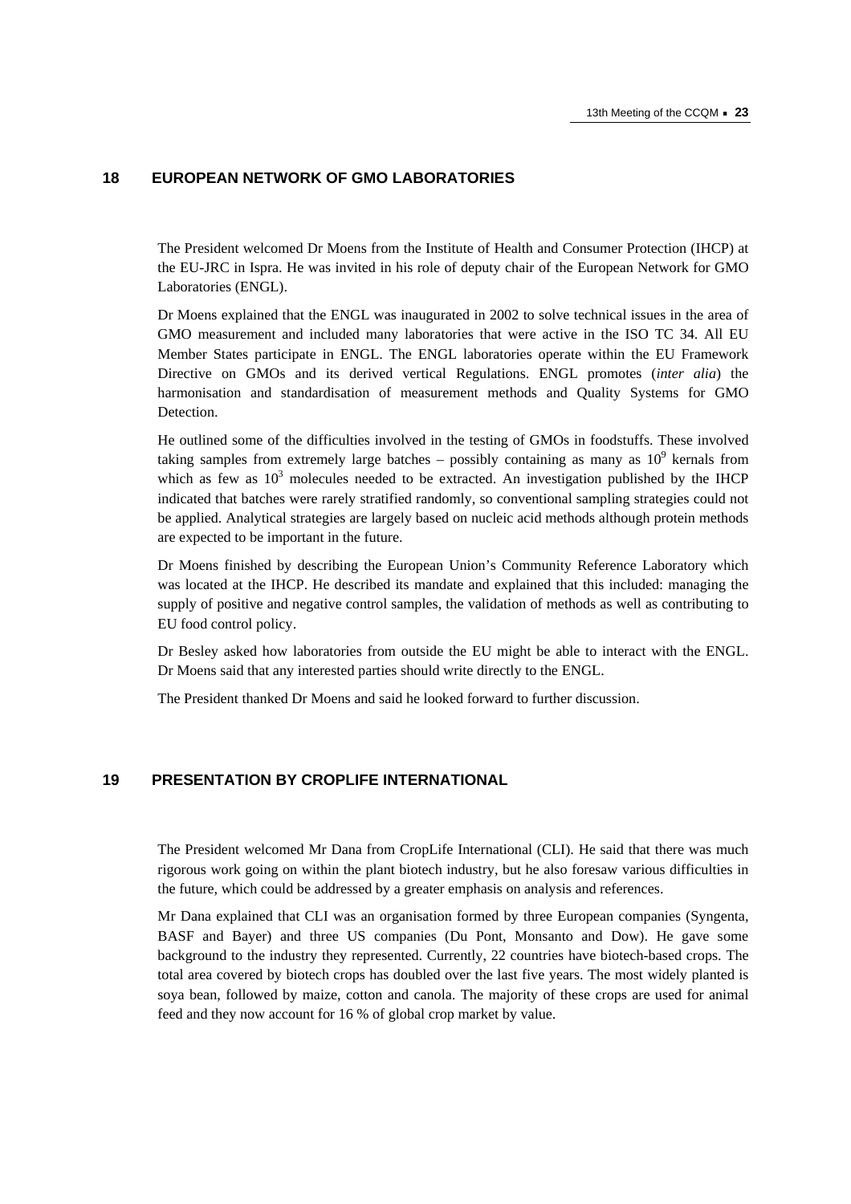## 18 EUROPEAN NETWORK OF GMO LABORATORIES

The President welcomed Dr Moens from the Institute of Health and Consumer Protection (IHCP) at the EU-JRC in Ispra. He was invited in his role of deputy chair of the European Network for GMO Laboratories (ENGL).

Dr Moens explained that the ENGL was inaugurated in 2002 to solve technical issues in the area of GMO measurement and included many laboratories that were active in the ISO TC 34. All EU Member States participate in ENGL. The ENGL laboratories operate within the EU Framework Directive on GMOs and its derived vertical Regulations. ENGL promotes (*inter alia*) the harmonisation and standardisation of measurement methods and Quality Systems for GMO Detection.

He outlined some of the difficulties involved in the testing of GMOs in foodstuffs. These involved taking samples from extremely large batches – possibly containing as many as $10^9$ kernals from which as few as $10^3$ molecules needed to be extracted. An investigation published by the IHCP indicated that batches were rarely stratified randomly, so conventional sampling strategies could not be applied. Analytical strategies are largely based on nucleic acid methods although protein methods are expected to be important in the future.

Dr Moens finished by describing the European Union's Community Reference Laboratory which was located at the IHCP. He described its mandate and explained that this included: managing the supply of positive and negative control samples, the validation of methods as well as contributing to EU food control policy.

Dr Besley asked how laboratories from outside the EU might be able to interact with the ENGL. Dr Moens said that any interested parties should write directly to the ENGL.

The President thanked Dr Moens and said he looked forward to further discussion.

## 19 PRESENTATION BY CROPLIFE INTERNATIONAL

The President welcomed Mr Dana from CropLife International (CLI). He said that there was much rigorous work going on within the plant biotech industry, but he also foresaw various difficulties in the future, which could be addressed by a greater emphasis on analysis and references.

Mr Dana explained that CLI was an organisation formed by three European companies (Syngenta, BASF and Bayer) and three US companies (Du Pont, Monsanto and Dow). He gave some background to the industry they represented. Currently, 22 countries have biotech-based crops. The total area covered by biotech crops has doubled over the last five years. The most widely planted is soya bean, followed by maize, cotton and canola. The majority of these crops are used for animal feed and they now account for 16 % of global crop market by value.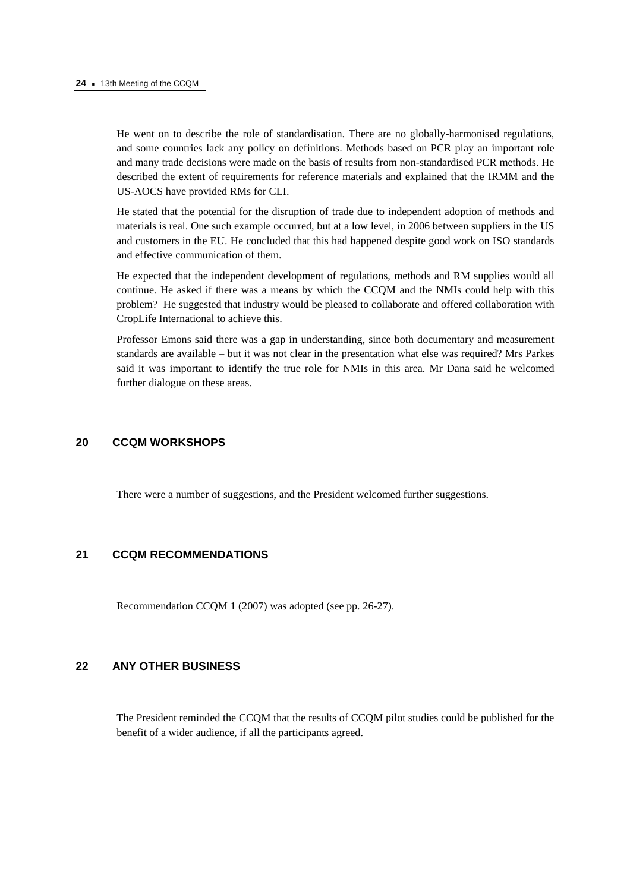He went on to describe the role of standardisation. There are no globally-harmonised regulations, and some countries lack any policy on definitions. Methods based on PCR play an important role and many trade decisions were made on the basis of results from non-standardised PCR methods. He described the extent of requirements for reference materials and explained that the IRMM and the US-AOCS have provided RMs for CLI.

He stated that the potential for the disruption of trade due to independent adoption of methods and materials is real. One such example occurred, but at a low level, in 2006 between suppliers in the US and customers in the EU. He concluded that this had happened despite good work on ISO standards and effective communication of them.

He expected that the independent development of regulations, methods and RM supplies would all continue. He asked if there was a means by which the CCQM and the NMIs could help with this problem? He suggested that industry would be pleased to collaborate and offered collaboration with CropLife International to achieve this.

Professor Emons said there was a gap in understanding, since both documentary and measurement standards are available – but it was not clear in the presentation what else was required? Mrs Parkes said it was important to identify the true role for NMIs in this area. Mr Dana said he welcomed further dialogue on these areas.

## 20 CCQM WORKSHOPS

There were a number of suggestions, and the President welcomed further suggestions.

## 21 CCQM RECOMMENDATIONS

Recommendation CCQM 1 (2007) was adopted (see pp. 26-27).

## 22 ANY OTHER BUSINESS

The President reminded the CCQM that the results of CCQM pilot studies could be published for the benefit of a wider audience, if all the participants agreed.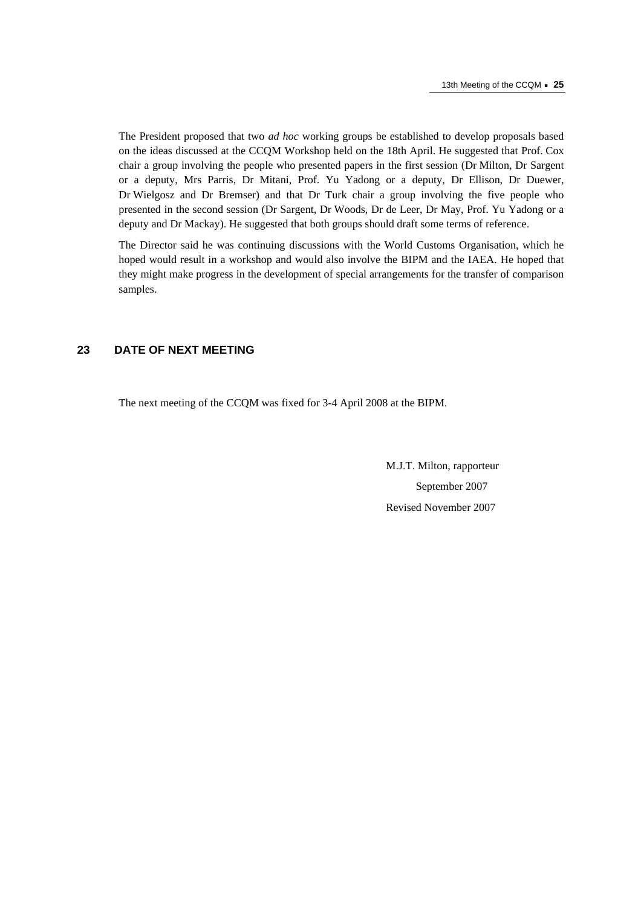The President proposed that two *ad hoc* working groups be established to develop proposals based on the ideas discussed at the CCQM Workshop held on the 18th April. He suggested that Prof. Cox chair a group involving the people who presented papers in the first session (Dr Milton, Dr Sargent or a deputy, Mrs Parris, Dr Mitani, Prof. Yu Yadong or a deputy, Dr Ellison, Dr Duewer, Dr Wielgosz and Dr Bremser) and that Dr Turk chair a group involving the five people who presented in the second session (Dr Sargent, Dr Woods, Dr de Leer, Dr May, Prof. Yu Yadong or a deputy and Dr Mackay). He suggested that both groups should draft some terms of reference.

The Director said he was continuing discussions with the World Customs Organisation, which he hoped would result in a workshop and would also involve the BIPM and the IAEA. He hoped that they might make progress in the development of special arrangements for the transfer of comparison samples.

## 23 DATE OF NEXT MEETING

The next meeting of the CCQM was fixed for 3-4 April 2008 at the BIPM.

M.J.T. Milton, rapporteur

September 2007

Revised November 2007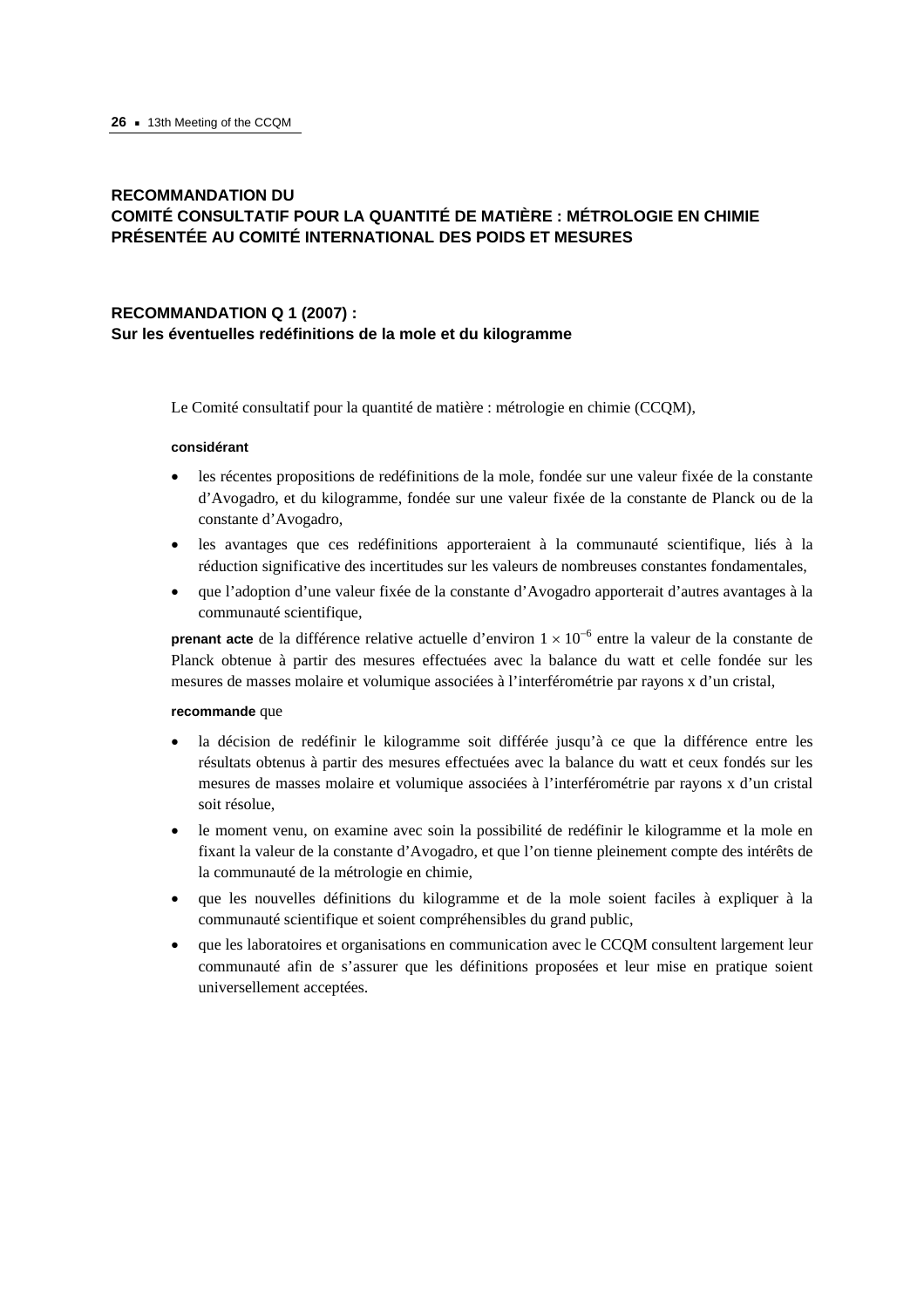## RECOMMANDATION DU COMITÉ CONSULTATIF POUR LA QUANTITÉ DE MATIÈRE : MÉTROLOGIE EN CHIMIE PRÉSENTÉE AU COMITÉ INTERNATIONAL DES POIDS ET MESURES

### RECOMMANDATION Q 1 (2007) : Sur les éventuelles redéfinitions de la mole et du kilogramme

Le Comité consultatif pour la quantité de matière : métrologie en chimie (CCQM),

**considérant**

- les récentes propositions de redéfinitions de la mole, fondée sur une valeur fixée de la constante d'Avogadro, et du kilogramme, fondée sur une valeur fixée de la constante de Planck ou de la constante d'Avogadro,
- les avantages que ces redéfinitions apporteraient à la communauté scientifique, liés à la réduction significative des incertitudes sur les valeurs de nombreuses constantes fondamentales,
- que l'adoption d'une valeur fixée de la constante d'Avogadro apporterait d'autres avantages à la communauté scientifique,

**prenant acte** de la différence relative actuelle d'environ $1 \times 10^{-6}$ entre la valeur de la constante de Planck obtenue à partir des mesures effectuées avec la balance du watt et celle fondée sur les mesures de masses molaire et volumique associées à l'interférométrie par rayons x d'un cristal,

**recommande** que

- la décision de redéfinir le kilogramme soit différée jusqu'à ce que la différence entre les résultats obtenus à partir des mesures effectuées avec la balance du watt et ceux fondés sur les mesures de masses molaire et volumique associées à l'interférométrie par rayons x d'un cristal soit résolue,
- le moment venu, on examine avec soin la possibilité de redéfinir le kilogramme et la mole en fixant la valeur de la constante d'Avogadro, et que l'on tienne pleinement compte des intérêts de la communauté de la métrologie en chimie,
- que les nouvelles définitions du kilogramme et de la mole soient faciles à expliquer à la communauté scientifique et soient compréhensibles du grand public,
- que les laboratoires et organisations en communication avec le CCQM consultent largement leur communauté afin de s'assurer que les définitions proposées et leur mise en pratique soient universellement acceptées.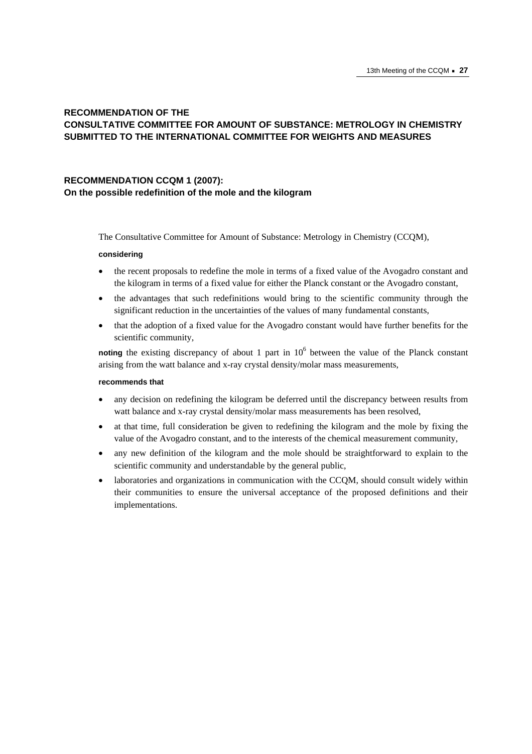## RECOMMENDATION OF THE CONSULTATIVE COMMITTEE FOR AMOUNT OF SUBSTANCE: METROLOGY IN CHEMISTRY SUBMITTED TO THE INTERNATIONAL COMMITTEE FOR WEIGHTS AND MEASURES

### RECOMMENDATION CCQM 1 (2007): On the possible redefinition of the mole and the kilogram

The Consultative Committee for Amount of Substance: Metrology in Chemistry (CCQM),

**considering**

- the recent proposals to redefine the mole in terms of a fixed value of the Avogadro constant and the kilogram in terms of a fixed value for either the Planck constant or the Avogadro constant,
- the advantages that such redefinitions would bring to the scientific community through the significant reduction in the uncertainties of the values of many fundamental constants,
- that the adoption of a fixed value for the Avogadro constant would have further benefits for the scientific community,

**noting** the existing discrepancy of about 1 part in $10^6$ between the value of the Planck constant arising from the watt balance and x-ray crystal density/molar mass measurements,

**recommends that**

- any decision on redefining the kilogram be deferred until the discrepancy between results from watt balance and x-ray crystal density/molar mass measurements has been resolved,
- at that time, full consideration be given to redefining the kilogram and the mole by fixing the value of the Avogadro constant, and to the interests of the chemical measurement community,
- any new definition of the kilogram and the mole should be straightforward to explain to the scientific community and understandable by the general public,
- laboratories and organizations in communication with the CCQM, should consult widely within their communities to ensure the universal acceptance of the proposed definitions and their implementations.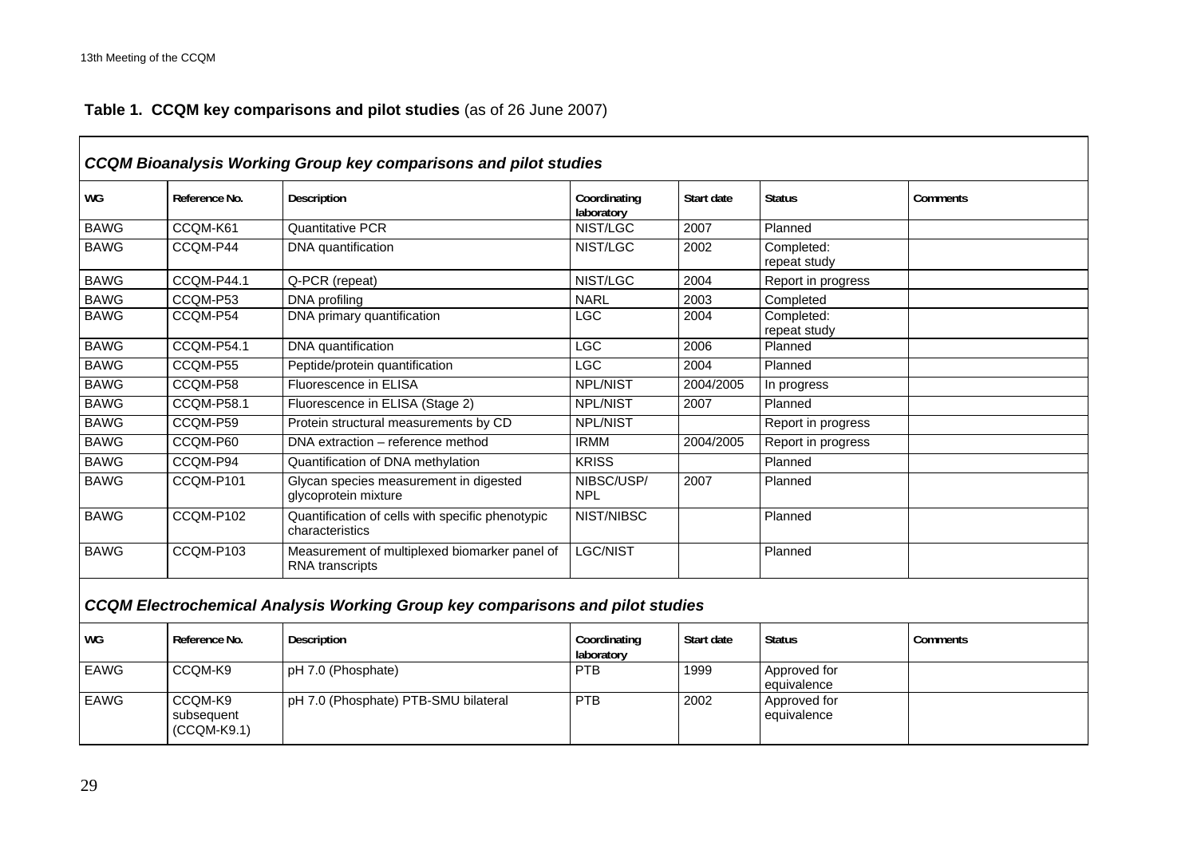**Table 1. CCQM key comparisons and pilot studies** (as of 26 June 2007)

***CCQM Bioanalysis Working Group key comparisons and pilot studies***

| WG | Reference No. | Description | Coordinating laboratory | Start date | Status | Comments |
|---|---|---|---|---|---|---|
| BAWG | CCQM-K61 | Quantitative PCR | NIST/LGC | 2007 | Planned | |
| BAWG | CCQM-P44 | DNA quantification | NIST/LGC | 2002 | Completed: repeat study | |
| BAWG | CCQM-P44.1 | Q-PCR (repeat) | NIST/LGC | 2004 | Report in progress | |
| BAWG | CCQM-P53 | DNA profiling | NARL | 2003 | Completed | |
| BAWG | CCQM-P54 | DNA primary quantification | LGC | 2004 | Completed: repeat study | |
| BAWG | CCQM-P54.1 | DNA quantification | LGC | 2006 | Planned | |
| BAWG | CCQM-P55 | Peptide/protein quantification | LGC | 2004 | Planned | |
| BAWG | CCQM-P58 | Fluorescence in ELISA | NPL/NIST | 2004/2005 | In progress | |
| BAWG | CCQM-P58.1 | Fluorescence in ELISA (Stage 2) | NPL/NIST | 2007 | Planned | |
| BAWG | CCQM-P59 | Protein structural measurements by CD | NPL/NIST | | Report in progress | |
| BAWG | CCQM-P60 | DNA extraction – reference method | IRMM | 2004/2005 | Report in progress | |
| BAWG | CCQM-P94 | Quantification of DNA methylation | KRISS | | Planned | |
| BAWG | CCQM-P101 | Glycan species measurement in digested glycoprotein mixture | NIBSC/USP/ NPL | 2007 | Planned | |
| BAWG | CCQM-P102 | Quantification of cells with specific phenotypic characteristics | NIST/NIBSC | | Planned | |
| BAWG | CCQM-P103 | Measurement of multiplexed biomarker panel of RNA transcripts | LGC/NIST | | Planned | |

***CCQM Electrochemical Analysis Working Group key comparisons and pilot studies***

| WG | Reference No. | Description | Coordinating laboratory | Start date | Status | Comments |
|---|---|---|---|---|---|---|
| EAWG | CCQM-K9 | pH 7.0 (Phosphate) | PTB | 1999 | Approved for equivalence | |
| EAWG | CCQM-K9 subsequent (CCQM-K9.1) | pH 7.0 (Phosphate) PTB-SMU bilateral | PTB | 2002 | Approved for equivalence | |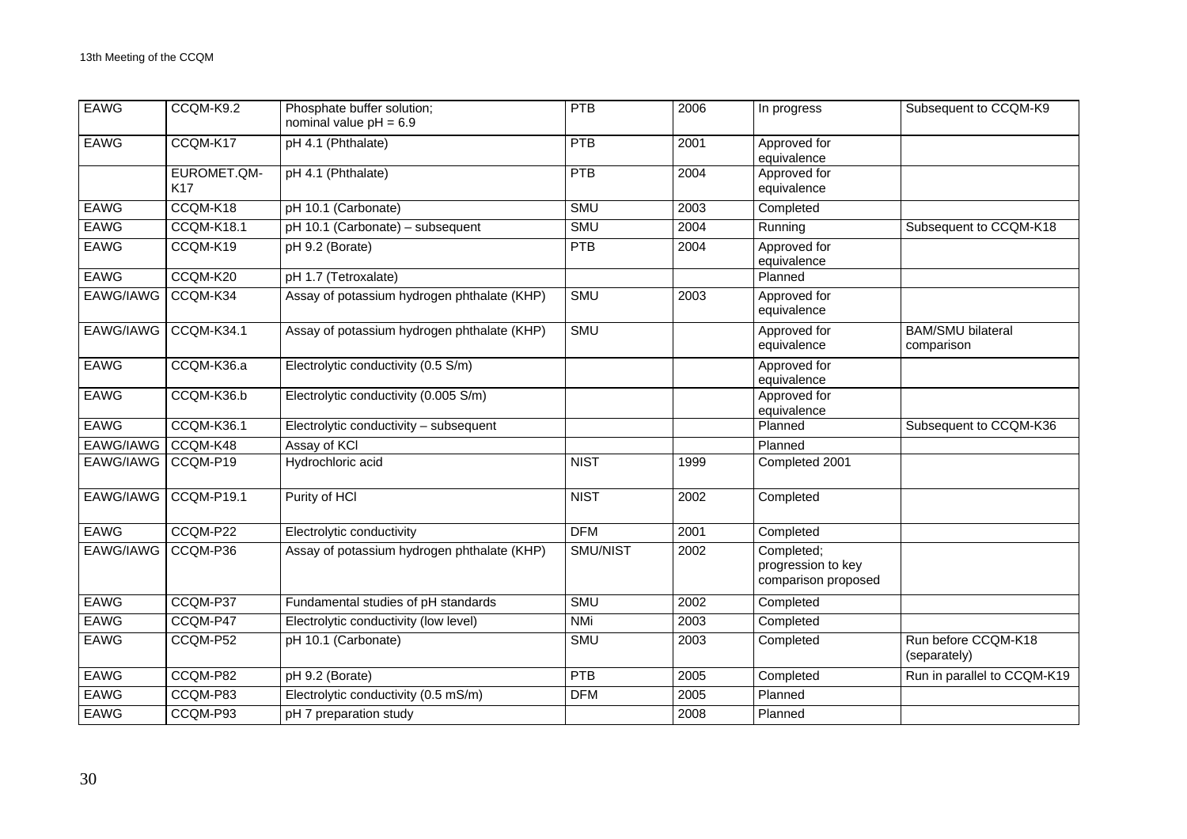| EAWG | CCQM-K9.2 | Phosphate buffer solution; nominal value pH = 6.9 | PTB | 2006 | In progress | Subsequent to CCQM-K9 |
|---|---|---|---|---|---|---|
| EAWG | CCQM-K17 | pH 4.1 (Phthalate) | PTB | 2001 | Approved for equivalence | |
| | EUROMET.QM-K17 | pH 4.1 (Phthalate) | PTB | 2004 | Approved for equivalence | |
| EAWG | CCQM-K18 | pH 10.1 (Carbonate) | SMU | 2003 | Completed | |
| EAWG | CCQM-K18.1 | pH 10.1 (Carbonate) – subsequent | SMU | 2004 | Running | Subsequent to CCQM-K18 |
| EAWG | CCQM-K19 | pH 9.2 (Borate) | PTB | 2004 | Approved for equivalence | |
| EAWG | CCQM-K20 | pH 1.7 (Tetroxalate) | | | Planned | |
| EAWG/IAWG | CCQM-K34 | Assay of potassium hydrogen phthalate (KHP) | SMU | 2003 | Approved for equivalence | |
| EAWG/IAWG | CCQM-K34.1 | Assay of potassium hydrogen phthalate (KHP) | SMU | | Approved for equivalence | BAM/SMU bilateral comparison |
| EAWG | CCQM-K36.a | Electrolytic conductivity (0.5 S/m) | | | Approved for equivalence | |
| EAWG | CCQM-K36.b | Electrolytic conductivity (0.005 S/m) | | | Approved for equivalence | |
| EAWG | CCQM-K36.1 | Electrolytic conductivity – subsequent | | | Planned | Subsequent to CCQM-K36 |
| EAWG/IAWG | CCQM-K48 | Assay of KCl | | | Planned | |
| EAWG/IAWG | CCQM-P19 | Hydrochloric acid | NIST | 1999 | Completed 2001 | |
| EAWG/IAWG | CCQM-P19.1 | Purity of HCl | NIST | 2002 | Completed | |
| EAWG | CCQM-P22 | Electrolytic conductivity | DFM | 2001 | Completed | |
| EAWG/IAWG | CCQM-P36 | Assay of potassium hydrogen phthalate (KHP) | SMU/NIST | 2002 | Completed; progression to key comparison proposed | |
| EAWG | CCQM-P37 | Fundamental studies of pH standards | SMU | 2002 | Completed | |
| EAWG | CCQM-P47 | Electrolytic conductivity (low level) | NMi | 2003 | Completed | |
| EAWG | CCQM-P52 | pH 10.1 (Carbonate) | SMU | 2003 | Completed | Run before CCQM-K18 (separately) |
| EAWG | CCQM-P82 | pH 9.2 (Borate) | PTB | 2005 | Completed | Run in parallel to CCQM-K19 |
| EAWG | CCQM-P83 | Electrolytic conductivity (0.5 mS/m) | DFM | 2005 | Planned | |
| EAWG | CCQM-P93 | pH 7 preparation study | | 2008 | Planned | |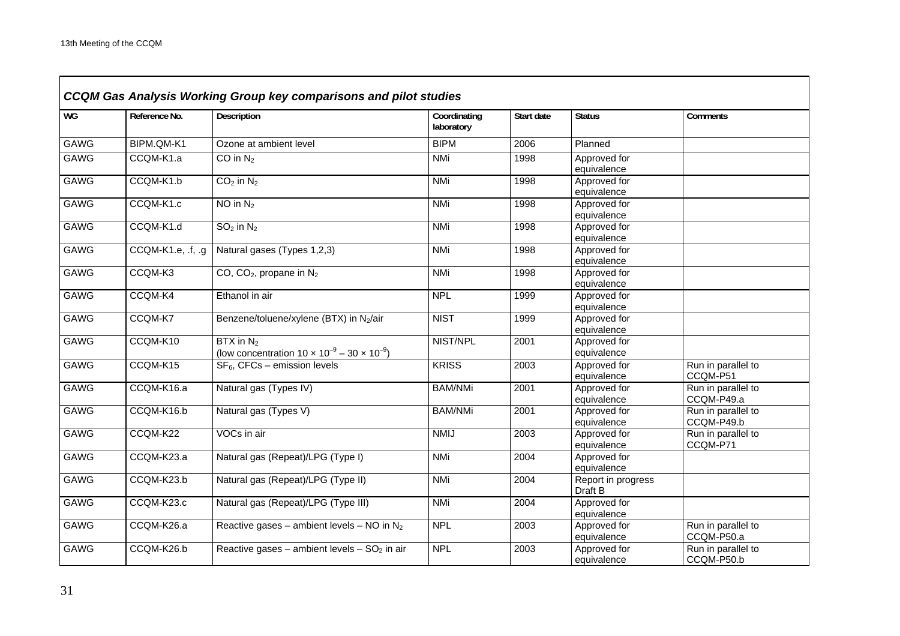## *CCQM Gas Analysis Working Group key comparisons and pilot studies*

| WG | Reference No. | Description | Coordinating laboratory | Start date | Status | Comments |
|---|---|---|---|---|---|---|
| GAWG | BIPM.QM-K1 | Ozone at ambient level | BIPM | 2006 | Planned | |
| GAWG | CCQM-K1.a | CO in $N_2$ | NMi | 1998 | Approved for equivalence | |
| GAWG | CCQM-K1.b | $CO_2$ in $N_2$ | NMi | 1998 | Approved for equivalence | |
| GAWG | CCQM-K1.c | NO in $N_2$ | NMi | 1998 | Approved for equivalence | |
| GAWG | CCQM-K1.d | $SO_2$ in $N_2$ | NMi | 1998 | Approved for equivalence | |
| GAWG | CCQM-K1.e, .f, .g | Natural gases (Types 1,2,3) | NMi | 1998 | Approved for equivalence | |
| GAWG | CCQM-K3 | CO, $CO_2$, propane in $N_2$ | NMi | 1998 | Approved for equivalence | |
| GAWG | CCQM-K4 | Ethanol in air | NPL | 1999 | Approved for equivalence | |
| GAWG | CCQM-K7 | Benzene/toluene/xylene (BTX) in $N_2$/air | NIST | 1999 | Approved for equivalence | |
| GAWG | CCQM-K10 | BTX in $N_2$ (low concentration $10 \times 10^{-9} - 30 \times 10^{-9}$) | NIST/NPL | 2001 | Approved for equivalence | |
| GAWG | CCQM-K15 | $SF_6$, CFCs – emission levels | KRISS | 2003 | Approved for equivalence | Run in parallel to CCQM-P51 |
| GAWG | CCQM-K16.a | Natural gas (Types IV) | BAM/NMi | 2001 | Approved for equivalence | Run in parallel to CCQM-P49.a |
| GAWG | CCQM-K16.b | Natural gas (Types V) | BAM/NMi | 2001 | Approved for equivalence | Run in parallel to CCQM-P49.b |
| GAWG | CCQM-K22 | VOCs in air | NMIJ | 2003 | Approved for equivalence | Run in parallel to CCQM-P71 |
| GAWG | CCQM-K23.a | Natural gas (Repeat)/LPG (Type I) | NMi | 2004 | Approved for equivalence | |
| GAWG | CCQM-K23.b | Natural gas (Repeat)/LPG (Type II) | NMi | 2004 | Report in progress Draft B | |
| GAWG | CCQM-K23.c | Natural gas (Repeat)/LPG (Type III) | NMi | 2004 | Approved for equivalence | |
| GAWG | CCQM-K26.a | Reactive gases – ambient levels – NO in $N_2$ | NPL | 2003 | Approved for equivalence | Run in parallel to CCQM-P50.a |
| GAWG | CCQM-K26.b | Reactive gases – ambient levels – $SO_2$ in air | NPL | 2003 | Approved for equivalence | Run in parallel to CCQM-P50.b |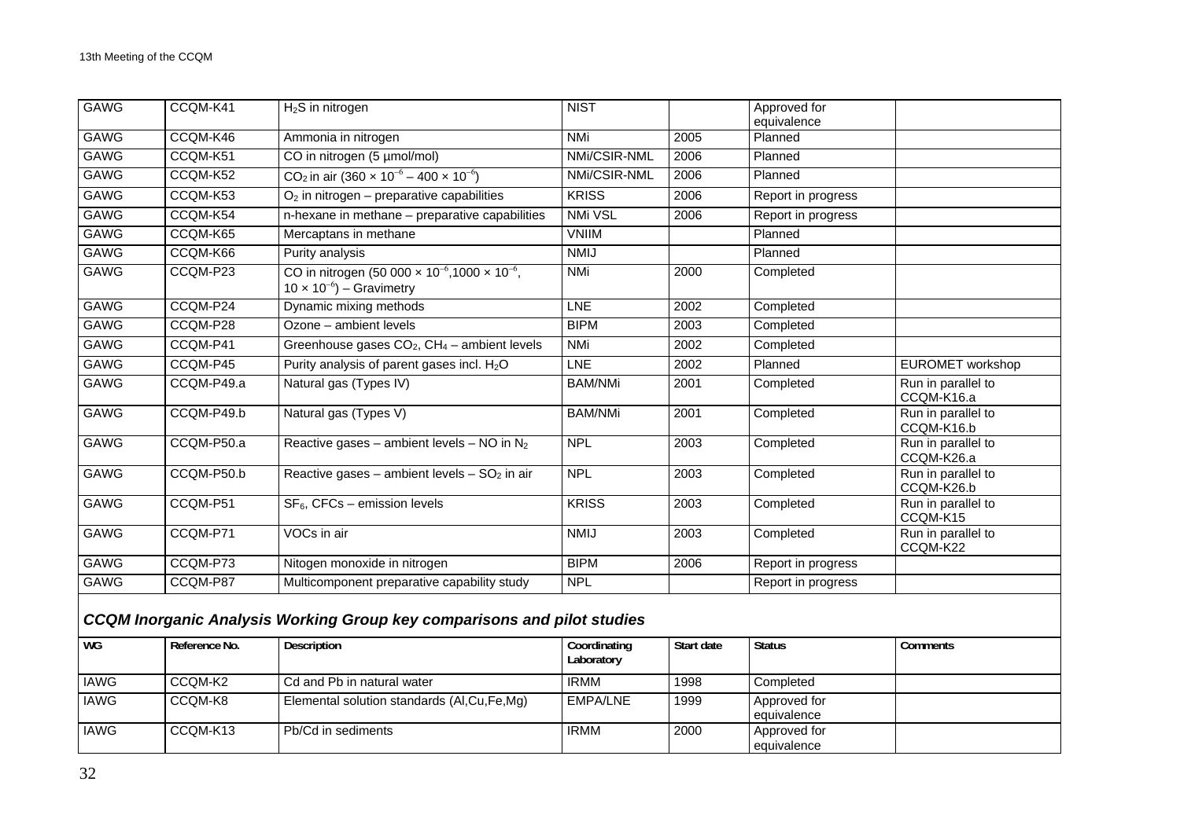| GAWG | CCQM-K41 | $H_2S$ in nitrogen | NIST | | Approved for equivalence | |
|---|---|---|---|---|---|---|
| GAWG | CCQM-K46 | Ammonia in nitrogen | NMi | 2005 | Planned | |
| GAWG | CCQM-K51 | CO in nitrogen (5 µmol/mol) | NMi/CSIR-NML | 2006 | Planned | |
| GAWG | CCQM-K52 | $CO_2$ in air ($360 \times 10^{-6} - 400 \times 10^{-6}$) | NMi/CSIR-NML | 2006 | Planned | |
| GAWG | CCQM-K53 | $O_2$ in nitrogen – preparative capabilities | KRISS | 2006 | Report in progress | |
| GAWG | CCQM-K54 | n-hexane in methane – preparative capabilities | NMi VSL | 2006 | Report in progress | |
| GAWG | CCQM-K65 | Mercaptans in methane | VNIIM | | Planned | |
| GAWG | CCQM-K66 | Purity analysis | NMIJ | | Planned | |
| GAWG | CCQM-P23 | CO in nitrogen ($50\,000 \times 10^{-6}$, $1000 \times 10^{-6}$, $10 \times 10^{-6}$) – Gravimetry | NMi | 2000 | Completed | |
| GAWG | CCQM-P24 | Dynamic mixing methods | LNE | 2002 | Completed | |
| GAWG | CCQM-P28 | Ozone – ambient levels | BIPM | 2003 | Completed | |
| GAWG | CCQM-P41 | Greenhouse gases $CO_2$, $CH_4$ – ambient levels | NMi | 2002 | Completed | |
| GAWG | CCQM-P45 | Purity analysis of parent gases incl. $H_2O$ | LNE | 2002 | Planned | EUROMET workshop |
| GAWG | CCQM-P49.a | Natural gas (Types IV) | BAM/NMi | 2001 | Completed | Run in parallel to CCQM-K16.a |
| GAWG | CCQM-P49.b | Natural gas (Types V) | BAM/NMi | 2001 | Completed | Run in parallel to CCQM-K16.b |
| GAWG | CCQM-P50.a | Reactive gases – ambient levels – NO in $N_2$ | NPL | 2003 | Completed | Run in parallel to CCQM-K26.a |
| GAWG | CCQM-P50.b | Reactive gases – ambient levels – $SO_2$ in air | NPL | 2003 | Completed | Run in parallel to CCQM-K26.b |
| GAWG | CCQM-P51 | $SF_6$, CFCs – emission levels | KRISS | 2003 | Completed | Run in parallel to CCQM-K15 |
| GAWG | CCQM-P71 | VOCs in air | NMIJ | 2003 | Completed | Run in parallel to CCQM-K22 |
| GAWG | CCQM-P73 | Nitogen monoxide in nitrogen | BIPM | 2006 | Report in progress | |
| GAWG | CCQM-P87 | Multicomponent preparative capability study | NPL | | Report in progress | |

### *CCQM Inorganic Analysis Working Group key comparisons and pilot studies*

| WG | Reference No. | Description | Coordinating Laboratory | Start date | Status | Comments |
|---|---|---|---|---|---|---|
| IAWG | CCQM-K2 | Cd and Pb in natural water | IRMM | 1998 | Completed | |
| IAWG | CCQM-K8 | Elemental solution standards (Al,Cu,Fe,Mg) | EMPA/LNE | 1999 | Approved for equivalence | |
| IAWG | CCQM-K13 | Pb/Cd in sediments | IRMM | 2000 | Approved for equivalence | |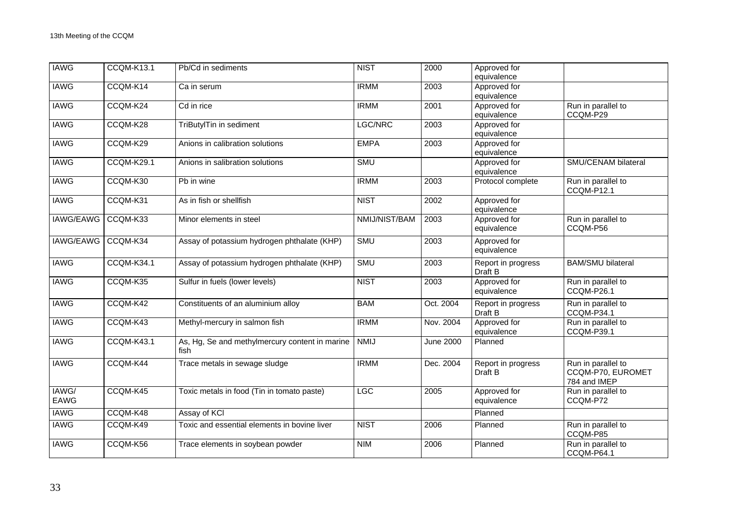| IAWG | CCQM-K13.1 | Pb/Cd in sediments | NIST | 2000 | Approved for equivalence | |
|---|---|---|---|---|---|---|
| IAWG | CCQM-K14 | Ca in serum | IRMM | 2003 | Approved for equivalence | |
| IAWG | CCQM-K24 | Cd in rice | IRMM | 2001 | Approved for equivalence | Run in parallel to CCQM-P29 |
| IAWG | CCQM-K28 | TriButylTin in sediment | LGC/NRC | 2003 | Approved for equivalence | |
| IAWG | CCQM-K29 | Anions in calibration solutions | EMPA | 2003 | Approved for equivalence | |
| IAWG | CCQM-K29.1 | Anions in salibration solutions | SMU | | Approved for equivalence | SMU/CENAM bilateral |
| IAWG | CCQM-K30 | Pb in wine | IRMM | 2003 | Protocol complete | Run in parallel to CCQM-P12.1 |
| IAWG | CCQM-K31 | As in fish or shellfish | NIST | 2002 | Approved for equivalence | |
| IAWG/EAWG | CCQM-K33 | Minor elements in steel | NMIJ/NIST/BAM | 2003 | Approved for equivalence | Run in parallel to CCQM-P56 |
| IAWG/EAWG | CCQM-K34 | Assay of potassium hydrogen phthalate (KHP) | SMU | 2003 | Approved for equivalence | |
| IAWG | CCQM-K34.1 | Assay of potassium hydrogen phthalate (KHP) | SMU | 2003 | Report in progress Draft B | BAM/SMU bilateral |
| IAWG | CCQM-K35 | Sulfur in fuels (lower levels) | NIST | 2003 | Approved for equivalence | Run in parallel to CCQM-P26.1 |
| IAWG | CCQM-K42 | Constituents of an aluminium alloy | BAM | Oct. 2004 | Report in progress Draft B | Run in parallel to CCQM-P34.1 |
| IAWG | CCQM-K43 | Methyl-mercury in salmon fish | IRMM | Nov. 2004 | Approved for equivalence | Run in parallel to CCQM-P39.1 |
| IAWG | CCQM-K43.1 | As, Hg, Se and methylmercury content in marine fish | NMIJ | June 2000 | Planned | |
| IAWG | CCQM-K44 | Trace metals in sewage sludge | IRMM | Dec. 2004 | Report in progress Draft B | Run in parallel to CCQM-P70, EUROMET 784 and IMEP |
| IAWG/ EAWG | CCQM-K45 | Toxic metals in food (Tin in tomato paste) | LGC | 2005 | Approved for equivalence | Run in parallel to CCQM-P72 |
| IAWG | CCQM-K48 | Assay of KCl | | | Planned | |
| IAWG | CCQM-K49 | Toxic and essential elements in bovine liver | NIST | 2006 | Planned | Run in parallel to CCQM-P85 |
| IAWG | CCQM-K56 | Trace elements in soybean powder | NIM | 2006 | Planned | Run in parallel to CCQM-P64.1 |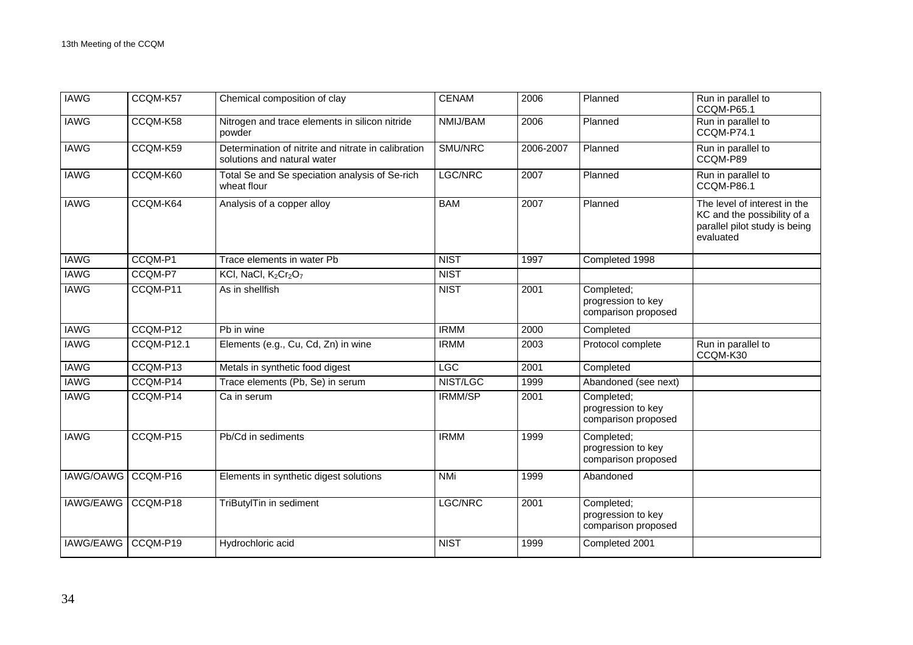| IAWG | CCQM-K57 | Chemical composition of clay | CENAM | 2006 | Planned | Run in parallel to CCQM-P65.1 |
|---|---|---|---|---|---|---|
| IAWG | CCQM-K58 | Nitrogen and trace elements in silicon nitride powder | NMIJ/BAM | 2006 | Planned | Run in parallel to CCQM-P74.1 |
| IAWG | CCQM-K59 | Determination of nitrite and nitrate in calibration solutions and natural water | SMU/NRC | 2006-2007 | Planned | Run in parallel to CCQM-P89 |
| IAWG | CCQM-K60 | Total Se and Se speciation analysis of Se-rich wheat flour | LGC/NRC | 2007 | Planned | Run in parallel to CCQM-P86.1 |
| IAWG | CCQM-K64 | Analysis of a copper alloy | BAM | 2007 | Planned | The level of interest in the KC and the possibility of a parallel pilot study is being evaluated |
| IAWG | CCQM-P1 | Trace elements in water Pb | NIST | 1997 | Completed 1998 | |
| IAWG | CCQM-P7 | KCl, NaCl, $K_2Cr_2O_7$ | NIST | | | |
| IAWG | CCQM-P11 | As in shellfish | NIST | 2001 | Completed; progression to key comparison proposed | |
| IAWG | CCQM-P12 | Pb in wine | IRMM | 2000 | Completed | |
| IAWG | CCQM-P12.1 | Elements (e.g., Cu, Cd, Zn) in wine | IRMM | 2003 | Protocol complete | Run in parallel to CCQM-K30 |
| IAWG | CCQM-P13 | Metals in synthetic food digest | LGC | 2001 | Completed | |
| IAWG | CCQM-P14 | Trace elements (Pb, Se) in serum | NIST/LGC | 1999 | Abandoned (see next) | |
| IAWG | CCQM-P14 | Ca in serum | IRMM/SP | 2001 | Completed; progression to key comparison proposed | |
| IAWG | CCQM-P15 | Pb/Cd in sediments | IRMM | 1999 | Completed; progression to key comparison proposed | |
| IAWG/OAWG | CCQM-P16 | Elements in synthetic digest solutions | NMi | 1999 | Abandoned | |
| IAWG/EAWG | CCQM-P18 | TriButylTin in sediment | LGC/NRC | 2001 | Completed; progression to key comparison proposed | |
| IAWG/EAWG | CCQM-P19 | Hydrochloric acid | NIST | 1999 | Completed 2001 | |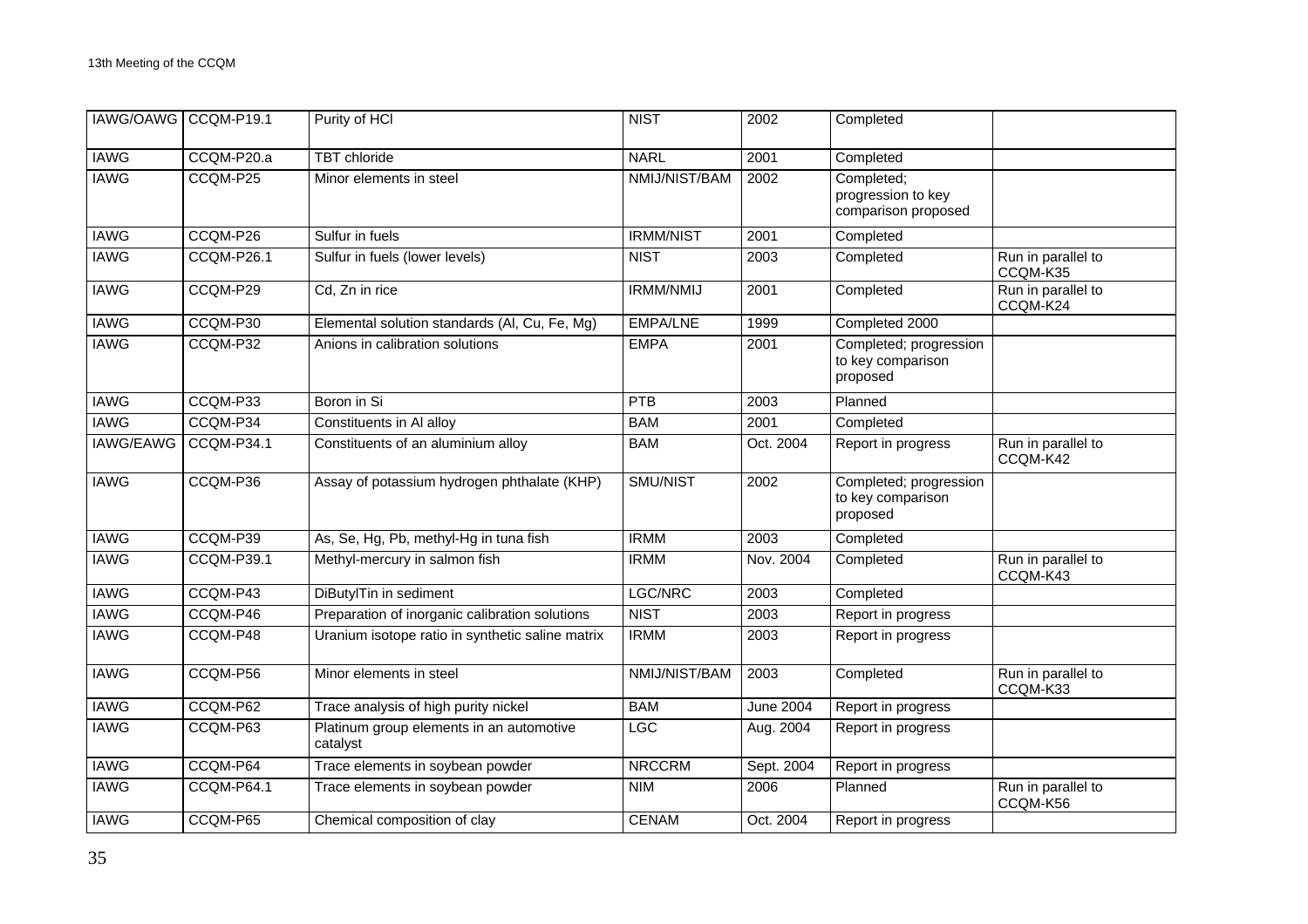| IAWG/OAWG | CCQM-P19.1 | Purity of HCl | NIST | 2002 | Completed | |
|---|---|---|---|---|---|---|
| IAWG | CCQM-P20.a | TBT chloride | NARL | 2001 | Completed | |
| IAWG | CCQM-P25 | Minor elements in steel | NMIJ/NIST/BAM | 2002 | Completed; progression to key comparison proposed | |
| IAWG | CCQM-P26 | Sulfur in fuels | IRMM/NIST | 2001 | Completed | |
| IAWG | CCQM-P26.1 | Sulfur in fuels (lower levels) | NIST | 2003 | Completed | Run in parallel to CCQM-K35 |
| IAWG | CCQM-P29 | Cd, Zn in rice | IRMM/NMIJ | 2001 | Completed | Run in parallel to CCQM-K24 |
| IAWG | CCQM-P30 | Elemental solution standards (Al, Cu, Fe, Mg) | EMPA/LNE | 1999 | Completed 2000 | |
| IAWG | CCQM-P32 | Anions in calibration solutions | EMPA | 2001 | Completed; progression to key comparison proposed | |
| IAWG | CCQM-P33 | Boron in Si | PTB | 2003 | Planned | |
| IAWG | CCQM-P34 | Constituents in Al alloy | BAM | 2001 | Completed | |
| IAWG/EAWG | CCQM-P34.1 | Constituents of an aluminium alloy | BAM | Oct. 2004 | Report in progress | Run in parallel to CCQM-K42 |
| IAWG | CCQM-P36 | Assay of potassium hydrogen phthalate (KHP) | SMU/NIST | 2002 | Completed; progression to key comparison proposed | |
| IAWG | CCQM-P39 | As, Se, Hg, Pb, methyl-Hg in tuna fish | IRMM | 2003 | Completed | |
| IAWG | CCQM-P39.1 | Methyl-mercury in salmon fish | IRMM | Nov. 2004 | Completed | Run in parallel to CCQM-K43 |
| IAWG | CCQM-P43 | DiButylTin in sediment | LGC/NRC | 2003 | Completed | |
| IAWG | CCQM-P46 | Preparation of inorganic calibration solutions | NIST | 2003 | Report in progress | |
| IAWG | CCQM-P48 | Uranium isotope ratio in synthetic saline matrix | IRMM | 2003 | Report in progress | |
| IAWG | CCQM-P56 | Minor elements in steel | NMIJ/NIST/BAM | 2003 | Completed | Run in parallel to CCQM-K33 |
| IAWG | CCQM-P62 | Trace analysis of high purity nickel | BAM | June 2004 | Report in progress | |
| IAWG | CCQM-P63 | Platinum group elements in an automotive catalyst | LGC | Aug. 2004 | Report in progress | |
| IAWG | CCQM-P64 | Trace elements in soybean powder | NRCCRM | Sept. 2004 | Report in progress | |
| IAWG | CCQM-P64.1 | Trace elements in soybean powder | NIM | 2006 | Planned | Run in parallel to CCQM-K56 |
| IAWG | CCQM-P65 | Chemical composition of clay | CENAM | Oct. 2004 | Report in progress | |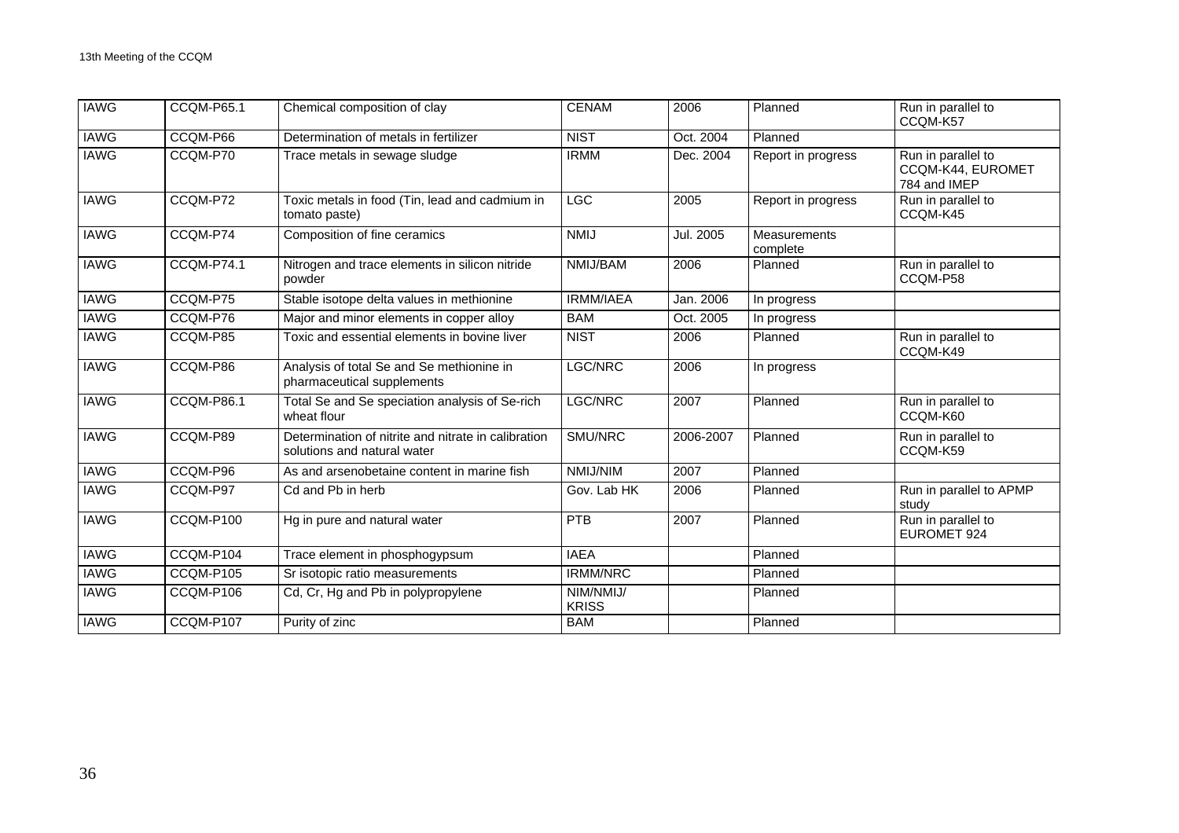| IAWG | CCQM-P65.1 | Chemical composition of clay | CENAM | 2006 | Planned | Run in parallel to CCQM-K57 |
|---|---|---|---|---|---|---|
| IAWG | CCQM-P66 | Determination of metals in fertilizer | NIST | Oct. 2004 | Planned | |
| IAWG | CCQM-P70 | Trace metals in sewage sludge | IRMM | Dec. 2004 | Report in progress | Run in parallel to CCQM-K44, EUROMET 784 and IMEP |
| IAWG | CCQM-P72 | Toxic metals in food (Tin, lead and cadmium in tomato paste) | LGC | 2005 | Report in progress | Run in parallel to CCQM-K45 |
| IAWG | CCQM-P74 | Composition of fine ceramics | NMIJ | Jul. 2005 | Measurements complete | |
| IAWG | CCQM-P74.1 | Nitrogen and trace elements in silicon nitride powder | NMIJ/BAM | 2006 | Planned | Run in parallel to CCQM-P58 |
| IAWG | CCQM-P75 | Stable isotope delta values in methionine | IRMM/IAEA | Jan. 2006 | In progress | |
| IAWG | CCQM-P76 | Major and minor elements in copper alloy | BAM | Oct. 2005 | In progress | |
| IAWG | CCQM-P85 | Toxic and essential elements in bovine liver | NIST | 2006 | Planned | Run in parallel to CCQM-K49 |
| IAWG | CCQM-P86 | Analysis of total Se and Se methionine in pharmaceutical supplements | LGC/NRC | 2006 | In progress | |
| IAWG | CCQM-P86.1 | Total Se and Se speciation analysis of Se-rich wheat flour | LGC/NRC | 2007 | Planned | Run in parallel to CCQM-K60 |
| IAWG | CCQM-P89 | Determination of nitrite and nitrate in calibration solutions and natural water | SMU/NRC | 2006-2007 | Planned | Run in parallel to CCQM-K59 |
| IAWG | CCQM-P96 | As and arsenobetaine content in marine fish | NMIJ/NIM | 2007 | Planned | |
| IAWG | CCQM-P97 | Cd and Pb in herb | Gov. Lab HK | 2006 | Planned | Run in parallel to APMP study |
| IAWG | CCQM-P100 | Hg in pure and natural water | PTB | 2007 | Planned | Run in parallel to EUROMET 924 |
| IAWG | CCQM-P104 | Trace element in phosphogypsum | IAEA | | Planned | |
| IAWG | CCQM-P105 | Sr isotopic ratio measurements | IRMM/NRC | | Planned | |
| IAWG | CCQM-P106 | Cd, Cr, Hg and Pb in polypropylene | NIM/NMIJ/ KRISS | | Planned | |
| IAWG | CCQM-P107 | Purity of zinc | BAM | | Planned | |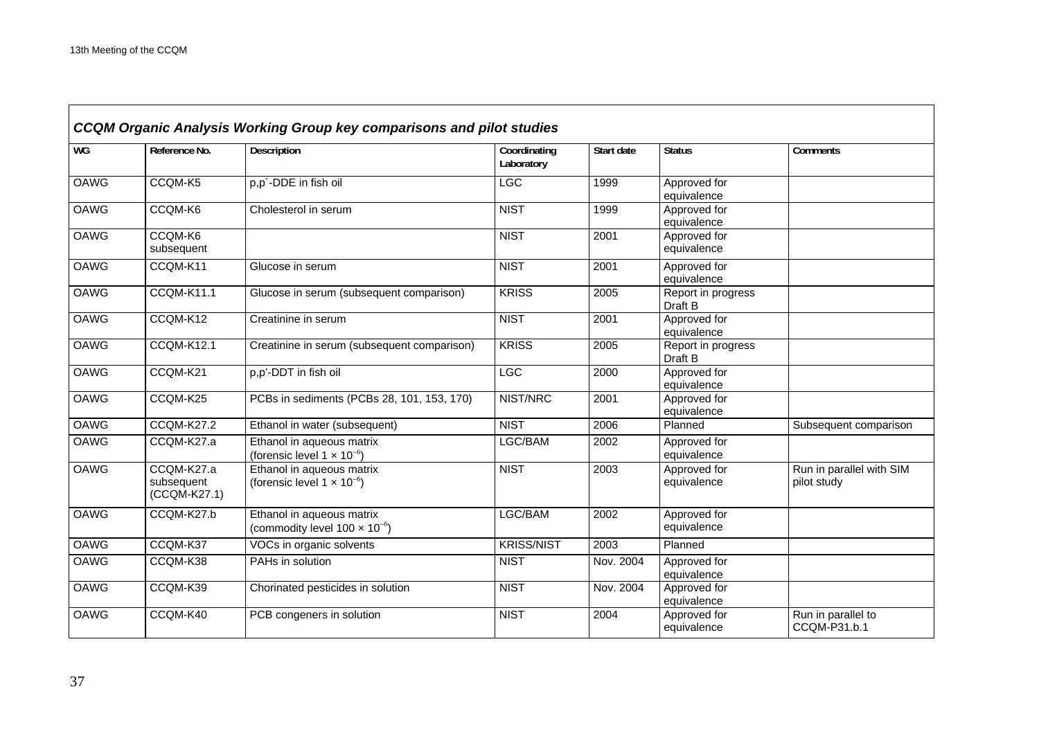## CCQM Organic Analysis Working Group key comparisons and pilot studies

| WG | Reference No. | Description | Coordinating Laboratory | Start date | Status | Comments |
|---|---|---|---|---|---|---|
| OAWG | CCQM-K5 | p,p´-DDE in fish oil | LGC | 1999 | Approved for equivalence | |
| OAWG | CCQM-K6 | Cholesterol in serum | NIST | 1999 | Approved for equivalence | |
| OAWG | CCQM-K6 subsequent | | NIST | 2001 | Approved for equivalence | |
| OAWG | CCQM-K11 | Glucose in serum | NIST | 2001 | Approved for equivalence | |
| OAWG | CCQM-K11.1 | Glucose in serum (subsequent comparison) | KRISS | 2005 | Report in progress Draft B | |
| OAWG | CCQM-K12 | Creatinine in serum | NIST | 2001 | Approved for equivalence | |
| OAWG | CCQM-K12.1 | Creatinine in serum (subsequent comparison) | KRISS | 2005 | Report in progress Draft B | |
| OAWG | CCQM-K21 | p,p'-DDT in fish oil | LGC | 2000 | Approved for equivalence | |
| OAWG | CCQM-K25 | PCBs in sediments (PCBs 28, 101, 153, 170) | NIST/NRC | 2001 | Approved for equivalence | |
| OAWG | CCQM-K27.2 | Ethanol in water (subsequent) | NIST | 2006 | Planned | Subsequent comparison |
| OAWG | CCQM-K27.a | Ethanol in aqueous matrix (forensic level $1 \times 10^{-6}$) | LGC/BAM | 2002 | Approved for equivalence | |
| OAWG | CCQM-K27.a subsequent (CCQM-K27.1) | Ethanol in aqueous matrix (forensic level $1 \times 10^{-6}$) | NIST | 2003 | Approved for equivalence | Run in parallel with SIM pilot study |
| OAWG | CCQM-K27.b | Ethanol in aqueous matrix (commodity level $100 \times 10^{-6}$) | LGC/BAM | 2002 | Approved for equivalence | |
| OAWG | CCQM-K37 | VOCs in organic solvents | KRISS/NIST | 2003 | Planned | |
| OAWG | CCQM-K38 | PAHs in solution | NIST | Nov. 2004 | Approved for equivalence | |
| OAWG | CCQM-K39 | Chorinated pesticides in solution | NIST | Nov. 2004 | Approved for equivalence | |
| OAWG | CCQM-K40 | PCB congeners in solution | NIST | 2004 | Approved for equivalence | Run in parallel to CCQM-P31.b.1 |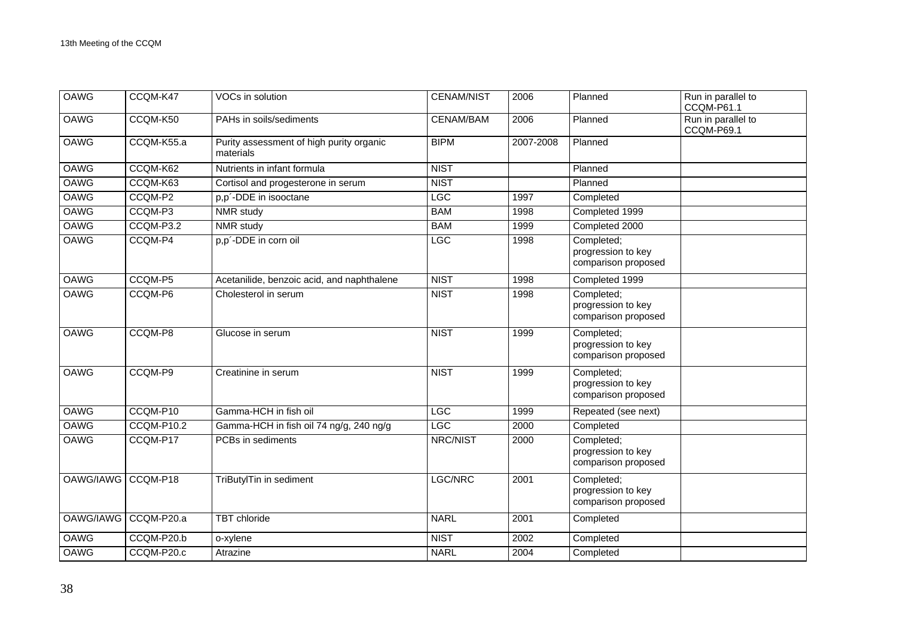| OAWG | CCQM-K47 | VOCs in solution | CENAM/NIST | 2006 | Planned | Run in parallel to CCQM-P61.1 |
|---|---|---|---|---|---|---|
| OAWG | CCQM-K50 | PAHs in soils/sediments | CENAM/BAM | 2006 | Planned | Run in parallel to CCQM-P69.1 |
| OAWG | CCQM-K55.a | Purity assessment of high purity organic materials | BIPM | 2007-2008 | Planned | |
| OAWG | CCQM-K62 | Nutrients in infant formula | NIST | | Planned | |
| OAWG | CCQM-K63 | Cortisol and progesterone in serum | NIST | | Planned | |
| OAWG | CCQM-P2 | p,p´-DDE in isooctane | LGC | 1997 | Completed | |
| OAWG | CCQM-P3 | NMR study | BAM | 1998 | Completed 1999 | |
| OAWG | CCQM-P3.2 | NMR study | BAM | 1999 | Completed 2000 | |
| OAWG | CCQM-P4 | p,p´-DDE in corn oil | LGC | 1998 | Completed; progression to key comparison proposed | |
| OAWG | CCQM-P5 | Acetanilide, benzoic acid, and naphthalene | NIST | 1998 | Completed 1999 | |
| OAWG | CCQM-P6 | Cholesterol in serum | NIST | 1998 | Completed; progression to key comparison proposed | |
| OAWG | CCQM-P8 | Glucose in serum | NIST | 1999 | Completed; progression to key comparison proposed | |
| OAWG | CCQM-P9 | Creatinine in serum | NIST | 1999 | Completed; progression to key comparison proposed | |
| OAWG | CCQM-P10 | Gamma-HCH in fish oil | LGC | 1999 | Repeated (see next) | |
| OAWG | CCQM-P10.2 | Gamma-HCH in fish oil 74 ng/g, 240 ng/g | LGC | 2000 | Completed | |
| OAWG | CCQM-P17 | PCBs in sediments | NRC/NIST | 2000 | Completed; progression to key comparison proposed | |
| OAWG/IAWG | CCQM-P18 | TriButylTin in sediment | LGC/NRC | 2001 | Completed; progression to key comparison proposed | |
| OAWG/IAWG | CCQM-P20.a | TBT chloride | NARL | 2001 | Completed | |
| OAWG | CCQM-P20.b | o-xylene | NIST | 2002 | Completed | |
| OAWG | CCQM-P20.c | Atrazine | NARL | 2004 | Completed | |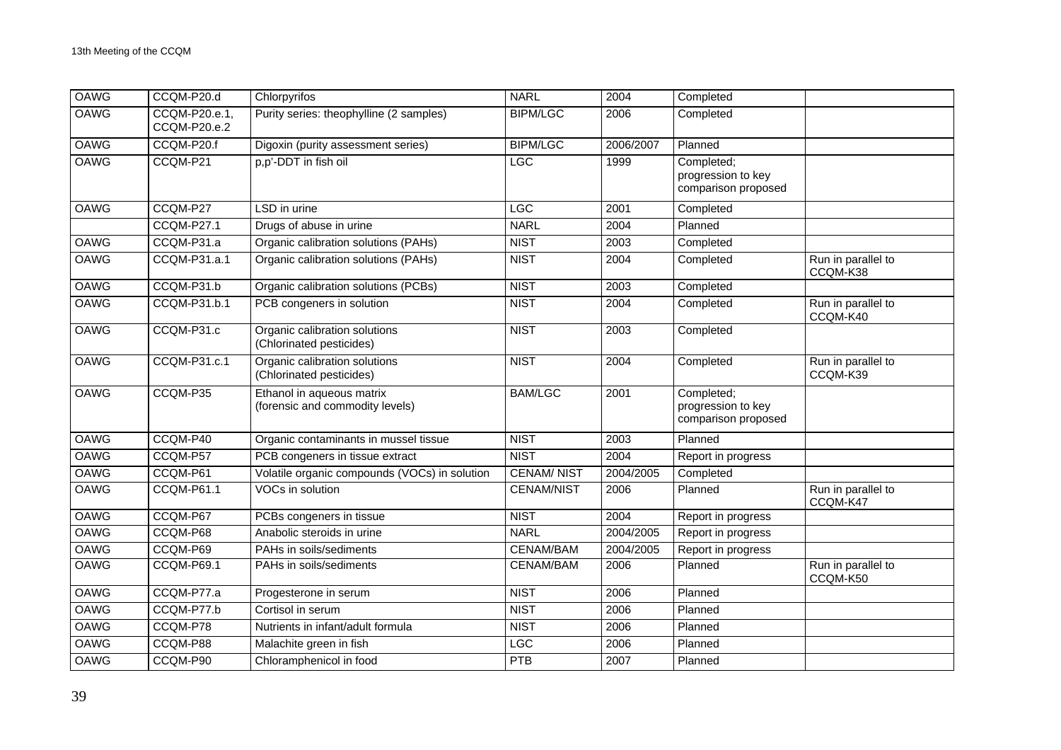| OAWG | CCQM-P20.d | Chlorpyrifos | NARL | 2004 | Completed | |
|---|---|---|---|---|---|---|
| OAWG | CCQM-P20.e.1, CCQM-P20.e.2 | Purity series: theophylline (2 samples) | BIPM/LGC | 2006 | Completed | |
| OAWG | CCQM-P20.f | Digoxin (purity assessment series) | BIPM/LGC | 2006/2007 | Planned | |
| OAWG | CCQM-P21 | p,p'-DDT in fish oil | LGC | 1999 | Completed; progression to key comparison proposed | |
| OAWG | CCQM-P27 | LSD in urine | LGC | 2001 | Completed | |
| | CCQM-P27.1 | Drugs of abuse in urine | NARL | 2004 | Planned | |
| OAWG | CCQM-P31.a | Organic calibration solutions (PAHs) | NIST | 2003 | Completed | |
| OAWG | CCQM-P31.a.1 | Organic calibration solutions (PAHs) | NIST | 2004 | Completed | Run in parallel to CCQM-K38 |
| OAWG | CCQM-P31.b | Organic calibration solutions (PCBs) | NIST | 2003 | Completed | |
| OAWG | CCQM-P31.b.1 | PCB congeners in solution | NIST | 2004 | Completed | Run in parallel to CCQM-K40 |
| OAWG | CCQM-P31.c | Organic calibration solutions (Chlorinated pesticides) | NIST | 2003 | Completed | |
| OAWG | CCQM-P31.c.1 | Organic calibration solutions (Chlorinated pesticides) | NIST | 2004 | Completed | Run in parallel to CCQM-K39 |
| OAWG | CCQM-P35 | Ethanol in aqueous matrix (forensic and commodity levels) | BAM/LGC | 2001 | Completed; progression to key comparison proposed | |
| OAWG | CCQM-P40 | Organic contaminants in mussel tissue | NIST | 2003 | Planned | |
| OAWG | CCQM-P57 | PCB congeners in tissue extract | NIST | 2004 | Report in progress | |
| OAWG | CCQM-P61 | Volatile organic compounds (VOCs) in solution | CENAM/ NIST | 2004/2005 | Completed | |
| OAWG | CCQM-P61.1 | VOCs in solution | CENAM/NIST | 2006 | Planned | Run in parallel to CCQM-K47 |
| OAWG | CCQM-P67 | PCBs congeners in tissue | NIST | 2004 | Report in progress | |
| OAWG | CCQM-P68 | Anabolic steroids in urine | NARL | 2004/2005 | Report in progress | |
| OAWG | CCQM-P69 | PAHs in soils/sediments | CENAM/BAM | 2004/2005 | Report in progress | |
| OAWG | CCQM-P69.1 | PAHs in soils/sediments | CENAM/BAM | 2006 | Planned | Run in parallel to CCQM-K50 |
| OAWG | CCQM-P77.a | Progesterone in serum | NIST | 2006 | Planned | |
| OAWG | CCQM-P77.b | Cortisol in serum | NIST | 2006 | Planned | |
| OAWG | CCQM-P78 | Nutrients in infant/adult formula | NIST | 2006 | Planned | |
| OAWG | CCQM-P88 | Malachite green in fish | LGC | 2006 | Planned | |
| OAWG | CCQM-P90 | Chloramphenicol in food | PTB | 2007 | Planned | |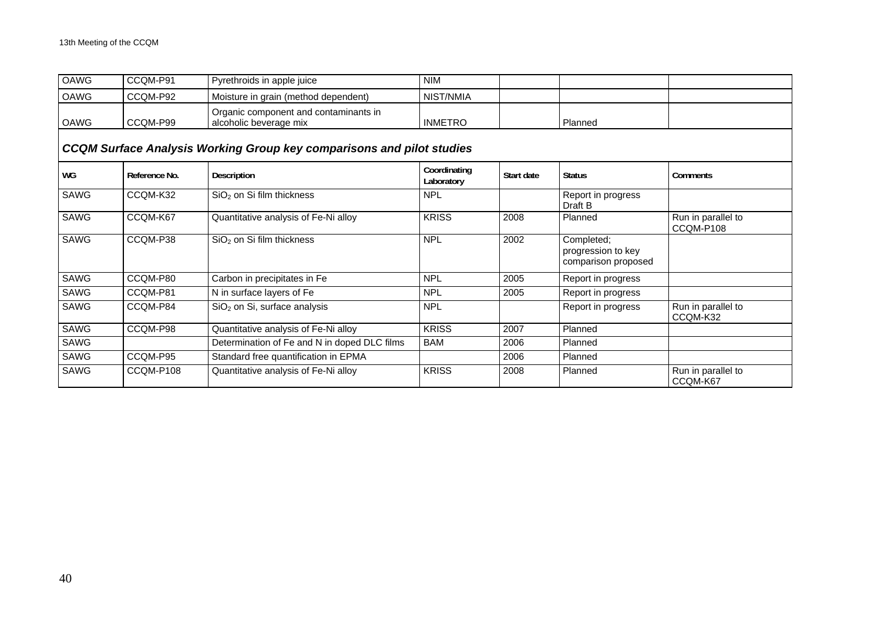| | | | | | | |
|---|---|---|---|---|---|---|
| OAWG | CCQM-P91 | Pyrethroids in apple juice | NIM | | | |
| OAWG | CCQM-P92 | Moisture in grain (method dependent) | NIST/NMIA | | | |
| OAWG | CCQM-P99 | Organic component and contaminants in alcoholic beverage mix | INMETRO | | Planned | |

### *CCQM Surface Analysis Working Group key comparisons and pilot studies*

| WG | Reference No. | Description | Coordinating Laboratory | Start date | Status | Comments |
|---|---|---|---|---|---|---|
| SAWG | CCQM-K32 | $SiO_2$ on Si film thickness | NPL | | Report in progress Draft B | |
| SAWG | CCQM-K67 | Quantitative analysis of Fe-Ni alloy | KRISS | 2008 | Planned | Run in parallel to CCQM-P108 |
| SAWG | CCQM-P38 | $SiO_2$ on Si film thickness | NPL | 2002 | Completed; progression to key comparison proposed | |
| SAWG | CCQM-P80 | Carbon in precipitates in Fe | NPL | 2005 | Report in progress | |
| SAWG | CCQM-P81 | N in surface layers of Fe | NPL | 2005 | Report in progress | |
| SAWG | CCQM-P84 | $SiO_2$ on Si, surface analysis | NPL | | Report in progress | Run in parallel to CCQM-K32 |
| SAWG | CCQM-P98 | Quantitative analysis of Fe-Ni alloy | KRISS | 2007 | Planned | |
| SAWG | | Determination of Fe and N in doped DLC films | BAM | 2006 | Planned | |
| SAWG | CCQM-P95 | Standard free quantification in EPMA | | 2006 | Planned | |
| SAWG | CCQM-P108 | Quantitative analysis of Fe-Ni alloy | KRISS | 2008 | Planned | Run in parallel to CCQM-K67 |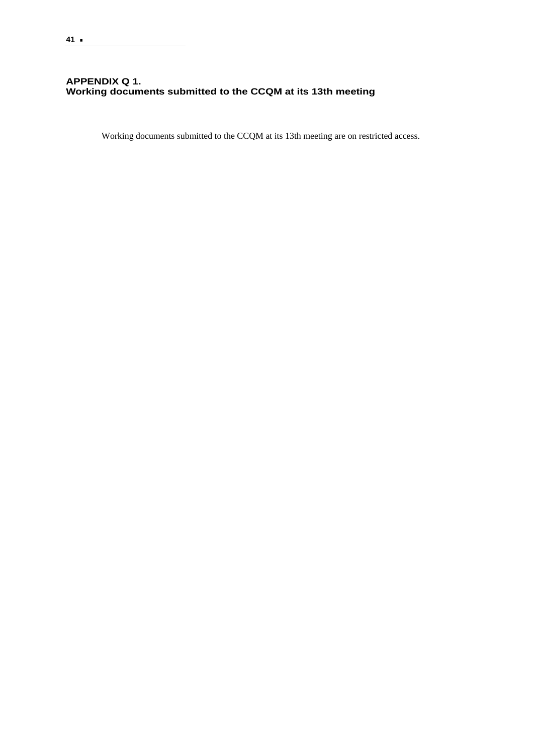## APPENDIX Q 1.
## Working documents submitted to the CCQM at its 13th meeting

Working documents submitted to the CCQM at its 13th meeting are on restricted access.